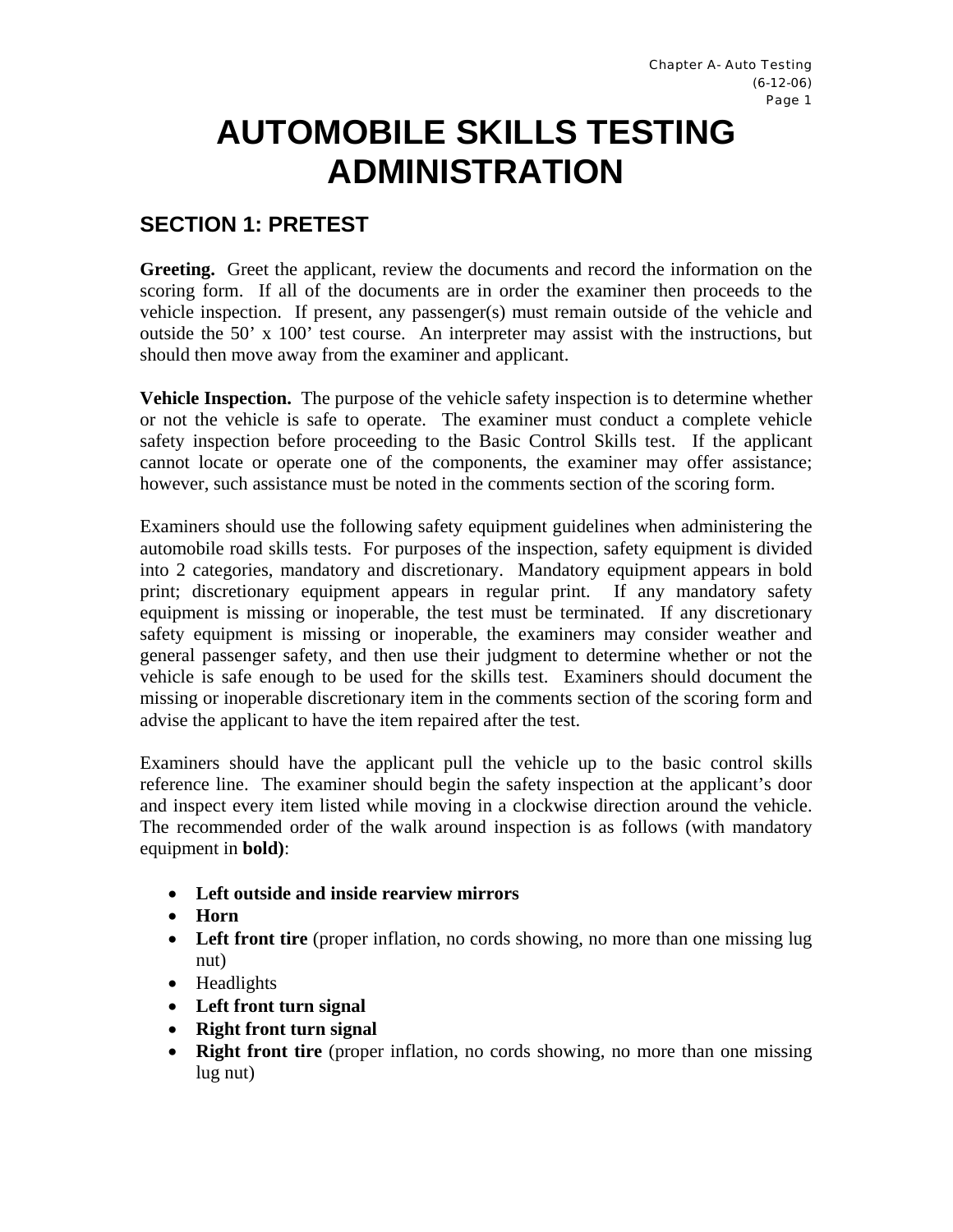# AUTOMOBILE SKILLS TESTING ADMINISTRATION

## SECTION 1: PRETEST

**Greeting.** Greet the applicant, review the documents and record the information on the scoring form. If all of the documents are in order the examiner then proceeds to the vehicle inspection. If present, any passenger(s) must remain outside of the vehicle and outside the 50' x 100' test course. An interpreter may assist with the instructions, but should then move away from the examiner and applicant.

**Vehicle Inspection.** The purpose of the vehicle safety inspection is to determine whether or not the vehicle is safe to operate. The examiner must conduct a complete vehicle safety inspection before proceeding to the Basic Control Skills test. If the applicant cannot locate or operate one of the components, the examiner may offer assistance; however, such assistance must be noted in the comments section of the scoring form.

Examiners should use the following safety equipment guidelines when administering the automobile road skills tests. For purposes of the inspection, safety equipment is divided into 2 categories, mandatory and discretionary. Mandatory equipment appears in bold print; discretionary equipment appears in regular print. If any mandatory safety equipment is missing or inoperable, the test must be terminated. If any discretionary safety equipment is missing or inoperable, the examiners may consider weather and general passenger safety, and then use their judgment to determine whether or not the vehicle is safe enough to be used for the skills test. Examiners should document the missing or inoperable discretionary item in the comments section of the scoring form and advise the applicant to have the item repaired after the test.

Examiners should have the applicant pull the vehicle up to the basic control skills reference line. The examiner should begin the safety inspection at the applicant's door and inspect every item listed while moving in a clockwise direction around the vehicle. The recommended order of the walk around inspection is as follows (with mandatory equipment in **bold)**:

- **Left outside and inside rearview mirrors**
- **Horn**
- **Left front tire** (proper inflation, no cords showing, no more than one missing lug nut)
- Headlights
- **Left front turn signal**
- **Right front turn signal**
- **Right front tire** (proper inflation, no cords showing, no more than one missing lug nut)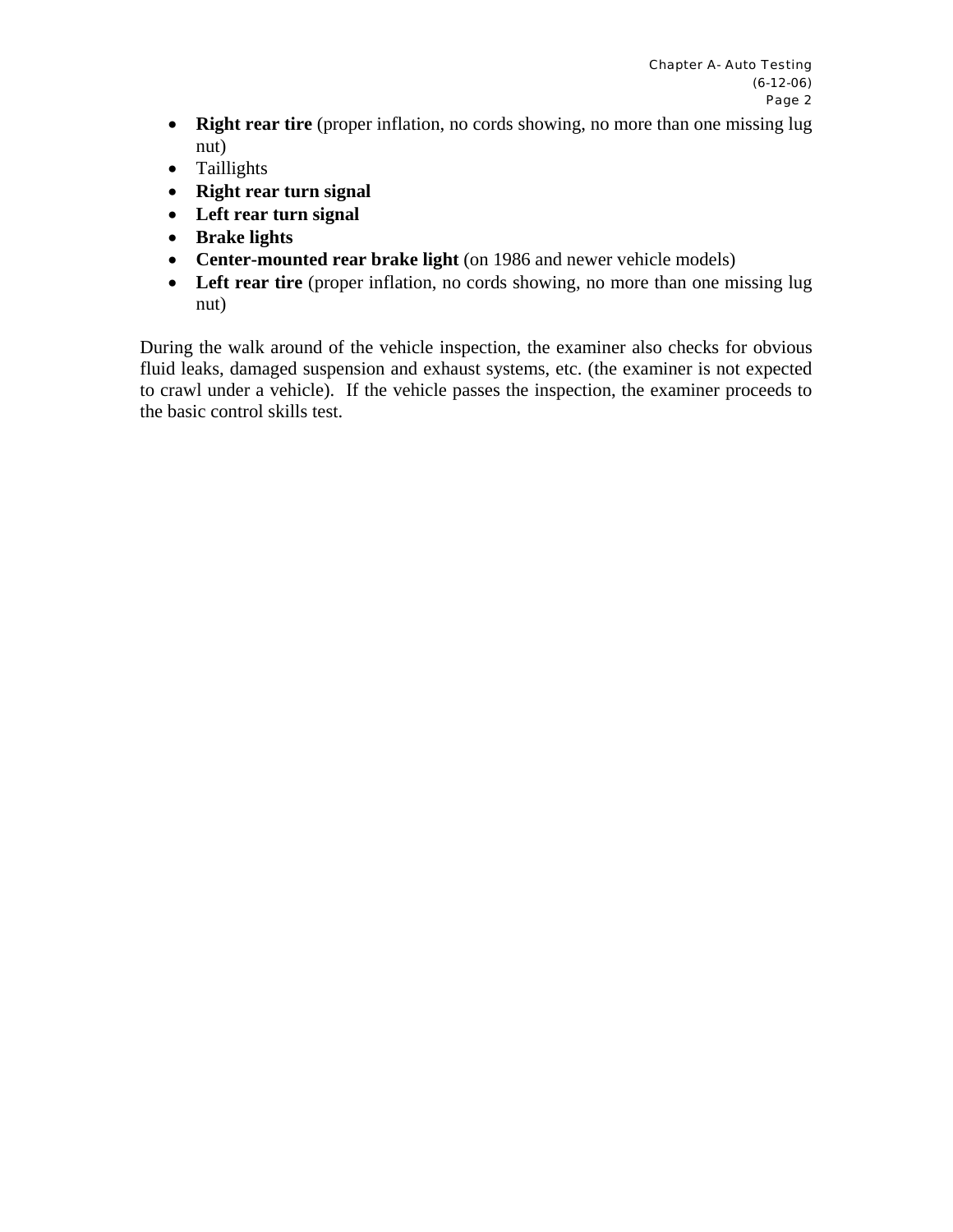- **Right rear tire** (proper inflation, no cords showing, no more than one missing lug nut)
- Taillights
- **Right rear turn signal**
- **Left rear turn signal**
- **Brake lights**
- **Center-mounted rear brake light** (on 1986 and newer vehicle models)
- **Left rear tire** (proper inflation, no cords showing, no more than one missing lug nut)

During the walk around of the vehicle inspection, the examiner also checks for obvious fluid leaks, damaged suspension and exhaust systems, etc. (the examiner is not expected to crawl under a vehicle). If the vehicle passes the inspection, the examiner proceeds to the basic control skills test.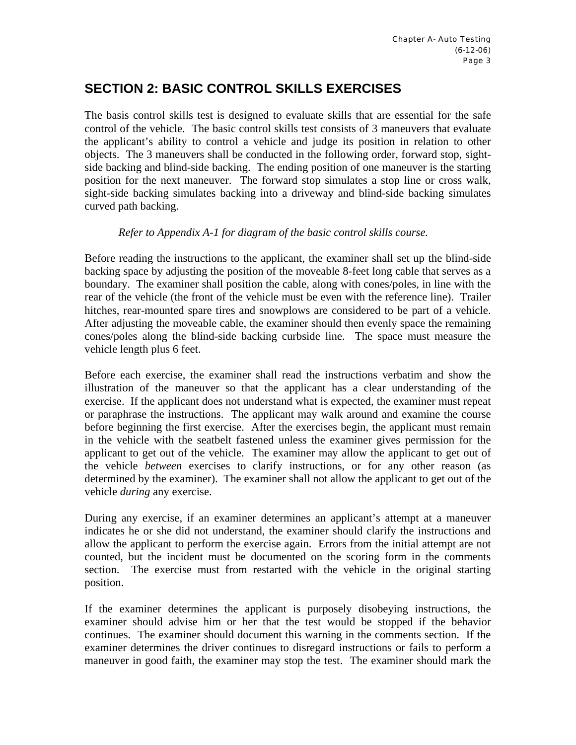## SECTION 2: BASIC CONTROL SKILLS EXERCISES

The basis control skills test is designed to evaluate skills that are essential for the safe control of the vehicle. The basic control skills test consists of 3 maneuvers that evaluate the applicant's ability to control a vehicle and judge its position in relation to other objects. The 3 maneuvers shall be conducted in the following order, forward stop, sight-side backing and blind-side backing. The ending position of one maneuver is the starting position for the next maneuver. The forward stop simulates a stop line or cross walk, sight-side backing simulates backing into a driveway and blind-side backing simulates curved path backing.

*Refer to Appendix A-1 for diagram of the basic control skills course.*

Before reading the instructions to the applicant, the examiner shall set up the blind-side backing space by adjusting the position of the moveable 8-feet long cable that serves as a boundary. The examiner shall position the cable, along with cones/poles, in line with the rear of the vehicle (the front of the vehicle must be even with the reference line). Trailer hitches, rear-mounted spare tires and snowplows are considered to be part of a vehicle. After adjusting the moveable cable, the examiner should then evenly space the remaining cones/poles along the blind-side backing curbside line. The space must measure the vehicle length plus 6 feet.

Before each exercise, the examiner shall read the instructions verbatim and show the illustration of the maneuver so that the applicant has a clear understanding of the exercise. If the applicant does not understand what is expected, the examiner must repeat or paraphrase the instructions. The applicant may walk around and examine the course before beginning the first exercise. After the exercises begin, the applicant must remain in the vehicle with the seatbelt fastened unless the examiner gives permission for the applicant to get out of the vehicle. The examiner may allow the applicant to get out of the vehicle *between* exercises to clarify instructions, or for any other reason (as determined by the examiner). The examiner shall not allow the applicant to get out of the vehicle *during* any exercise.

During any exercise, if an examiner determines an applicant's attempt at a maneuver indicates he or she did not understand, the examiner should clarify the instructions and allow the applicant to perform the exercise again. Errors from the initial attempt are not counted, but the incident must be documented on the scoring form in the comments section. The exercise must from restarted with the vehicle in the original starting position.

If the examiner determines the applicant is purposely disobeying instructions, the examiner should advise him or her that the test would be stopped if the behavior continues. The examiner should document this warning in the comments section. If the examiner determines the driver continues to disregard instructions or fails to perform a maneuver in good faith, the examiner may stop the test. The examiner should mark the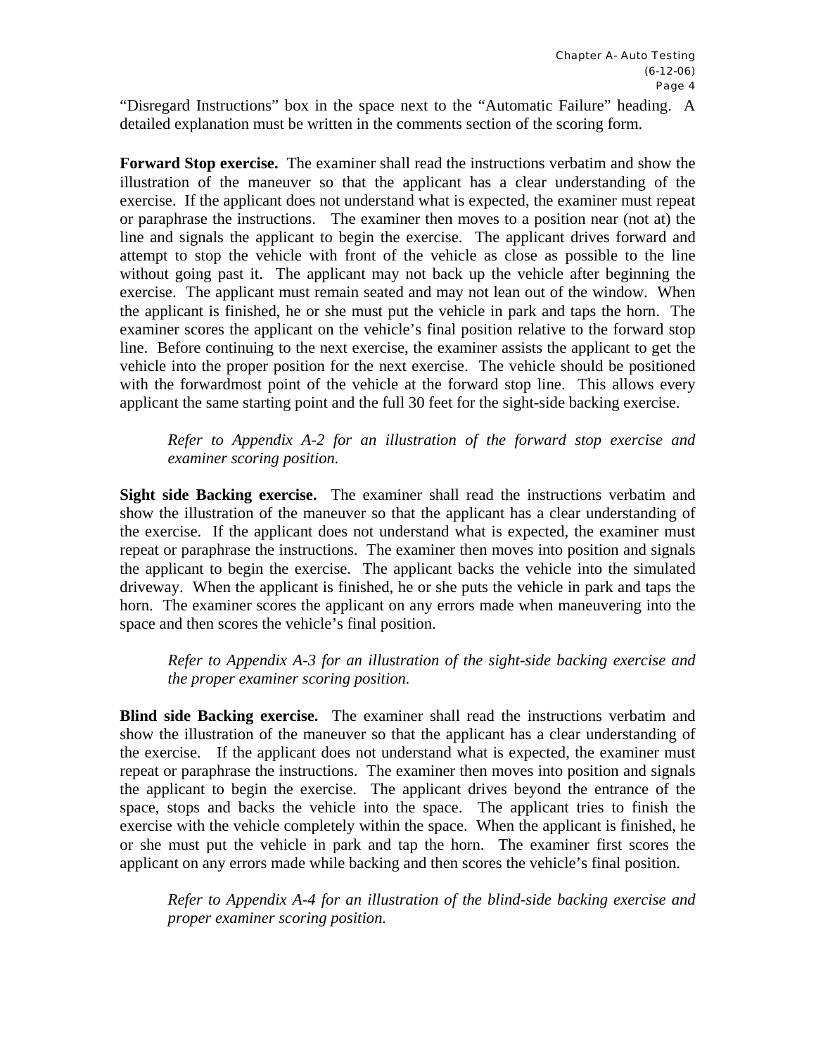"Disregard Instructions" box in the space next to the "Automatic Failure" heading. A detailed explanation must be written in the comments section of the scoring form.

**Forward Stop exercise.** The examiner shall read the instructions verbatim and show the illustration of the maneuver so that the applicant has a clear understanding of the exercise. If the applicant does not understand what is expected, the examiner must repeat or paraphrase the instructions. The examiner then moves to a position near (not at) the line and signals the applicant to begin the exercise. The applicant drives forward and attempt to stop the vehicle with front of the vehicle as close as possible to the line without going past it. The applicant may not back up the vehicle after beginning the exercise. The applicant must remain seated and may not lean out of the window. When the applicant is finished, he or she must put the vehicle in park and taps the horn. The examiner scores the applicant on the vehicle's final position relative to the forward stop line. Before continuing to the next exercise, the examiner assists the applicant to get the vehicle into the proper position for the next exercise. The vehicle should be positioned with the forwardmost point of the vehicle at the forward stop line. This allows every applicant the same starting point and the full 30 feet for the sight-side backing exercise.

> *Refer to Appendix A-2 for an illustration of the forward stop exercise and examiner scoring position.*

**Sight side Backing exercise.** The examiner shall read the instructions verbatim and show the illustration of the maneuver so that the applicant has a clear understanding of the exercise. If the applicant does not understand what is expected, the examiner must repeat or paraphrase the instructions. The examiner then moves into position and signals the applicant to begin the exercise. The applicant backs the vehicle into the simulated driveway. When the applicant is finished, he or she puts the vehicle in park and taps the horn. The examiner scores the applicant on any errors made when maneuvering into the space and then scores the vehicle's final position.

> *Refer to Appendix A-3 for an illustration of the sight-side backing exercise and the proper examiner scoring position.*

**Blind side Backing exercise.** The examiner shall read the instructions verbatim and show the illustration of the maneuver so that the applicant has a clear understanding of the exercise. If the applicant does not understand what is expected, the examiner must repeat or paraphrase the instructions. The examiner then moves into position and signals the applicant to begin the exercise. The applicant drives beyond the entrance of the space, stops and backs the vehicle into the space. The applicant tries to finish the exercise with the vehicle completely within the space. When the applicant is finished, he or she must put the vehicle in park and tap the horn. The examiner first scores the applicant on any errors made while backing and then scores the vehicle's final position.

> *Refer to Appendix A-4 for an illustration of the blind-side backing exercise and proper examiner scoring position.*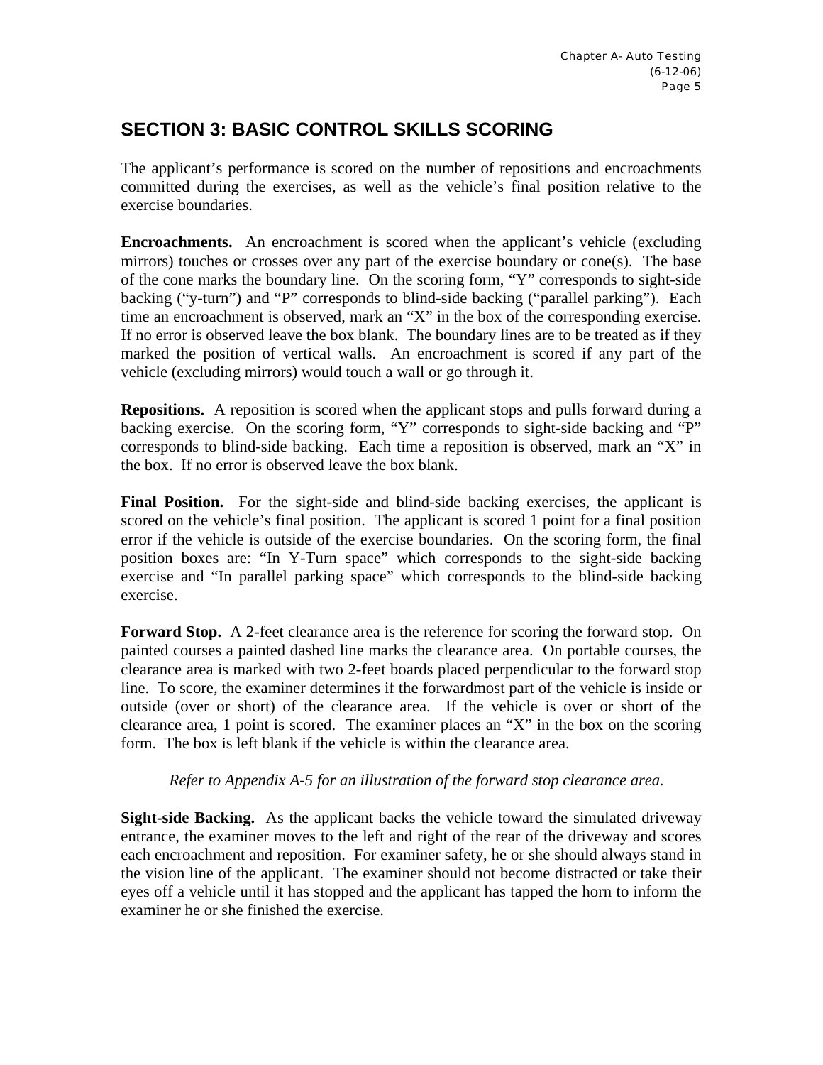## SECTION 3: BASIC CONTROL SKILLS SCORING

The applicant's performance is scored on the number of repositions and encroachments committed during the exercises, as well as the vehicle's final position relative to the exercise boundaries.

**Encroachments.** An encroachment is scored when the applicant's vehicle (excluding mirrors) touches or crosses over any part of the exercise boundary or cone(s). The base of the cone marks the boundary line. On the scoring form, "Y" corresponds to sight-side backing ("y-turn") and "P" corresponds to blind-side backing ("parallel parking"). Each time an encroachment is observed, mark an "X" in the box of the corresponding exercise. If no error is observed leave the box blank. The boundary lines are to be treated as if they marked the position of vertical walls. An encroachment is scored if any part of the vehicle (excluding mirrors) would touch a wall or go through it.

**Repositions.** A reposition is scored when the applicant stops and pulls forward during a backing exercise. On the scoring form, "Y" corresponds to sight-side backing and "P" corresponds to blind-side backing. Each time a reposition is observed, mark an "X" in the box. If no error is observed leave the box blank.

**Final Position.** For the sight-side and blind-side backing exercises, the applicant is scored on the vehicle's final position. The applicant is scored 1 point for a final position error if the vehicle is outside of the exercise boundaries. On the scoring form, the final position boxes are: "In Y-Turn space" which corresponds to the sight-side backing exercise and "In parallel parking space" which corresponds to the blind-side backing exercise.

**Forward Stop.** A 2-feet clearance area is the reference for scoring the forward stop. On painted courses a painted dashed line marks the clearance area. On portable courses, the clearance area is marked with two 2-feet boards placed perpendicular to the forward stop line. To score, the examiner determines if the forwardmost part of the vehicle is inside or outside (over or short) of the clearance area. If the vehicle is over or short of the clearance area, 1 point is scored. The examiner places an "X" in the box on the scoring form. The box is left blank if the vehicle is within the clearance area.

*Refer to Appendix A-5 for an illustration of the forward stop clearance area.*

**Sight-side Backing.** As the applicant backs the vehicle toward the simulated driveway entrance, the examiner moves to the left and right of the rear of the driveway and scores each encroachment and reposition. For examiner safety, he or she should always stand in the vision line of the applicant. The examiner should not become distracted or take their eyes off a vehicle until it has stopped and the applicant has tapped the horn to inform the examiner he or she finished the exercise.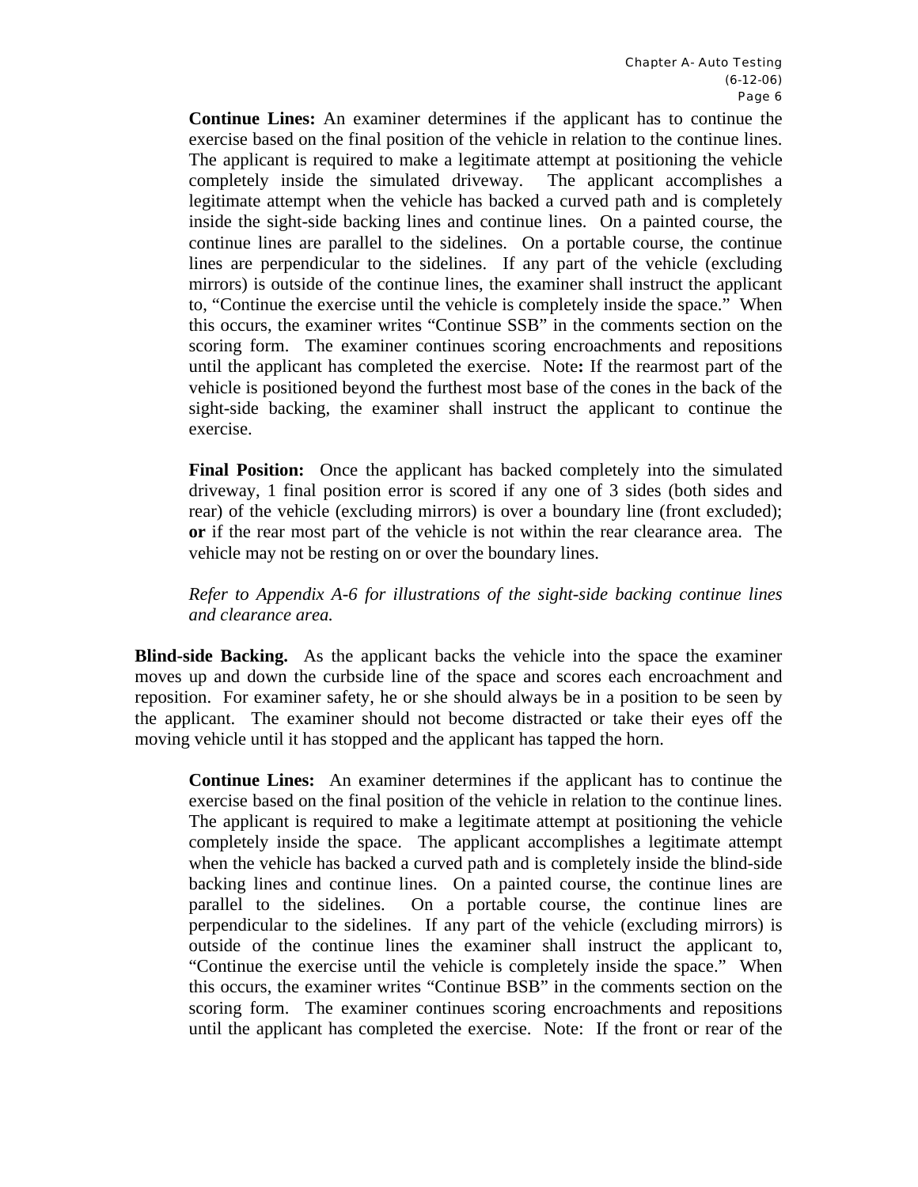**Continue Lines:** An examiner determines if the applicant has to continue the exercise based on the final position of the vehicle in relation to the continue lines. The applicant is required to make a legitimate attempt at positioning the vehicle completely inside the simulated driveway. The applicant accomplishes a legitimate attempt when the vehicle has backed a curved path and is completely inside the sight-side backing lines and continue lines. On a painted course, the continue lines are parallel to the sidelines. On a portable course, the continue lines are perpendicular to the sidelines. If any part of the vehicle (excluding mirrors) is outside of the continue lines, the examiner shall instruct the applicant to, "Continue the exercise until the vehicle is completely inside the space." When this occurs, the examiner writes "Continue SSB" in the comments section on the scoring form. The examiner continues scoring encroachments and repositions until the applicant has completed the exercise. Note**:** If the rearmost part of the vehicle is positioned beyond the furthest most base of the cones in the back of the sight-side backing, the examiner shall instruct the applicant to continue the exercise.

**Final Position:** Once the applicant has backed completely into the simulated driveway, 1 final position error is scored if any one of 3 sides (both sides and rear) of the vehicle (excluding mirrors) is over a boundary line (front excluded); **or** if the rear most part of the vehicle is not within the rear clearance area. The vehicle may not be resting on or over the boundary lines.

*Refer to Appendix A-6 for illustrations of the sight-side backing continue lines and clearance area.*

**Blind-side Backing.** As the applicant backs the vehicle into the space the examiner moves up and down the curbside line of the space and scores each encroachment and reposition. For examiner safety, he or she should always be in a position to be seen by the applicant. The examiner should not become distracted or take their eyes off the moving vehicle until it has stopped and the applicant has tapped the horn.

**Continue Lines:** An examiner determines if the applicant has to continue the exercise based on the final position of the vehicle in relation to the continue lines. The applicant is required to make a legitimate attempt at positioning the vehicle completely inside the space. The applicant accomplishes a legitimate attempt when the vehicle has backed a curved path and is completely inside the blind-side backing lines and continue lines. On a painted course, the continue lines are parallel to the sidelines. On a portable course, the continue lines are perpendicular to the sidelines. If any part of the vehicle (excluding mirrors) is outside of the continue lines the examiner shall instruct the applicant to, "Continue the exercise until the vehicle is completely inside the space." When this occurs, the examiner writes "Continue BSB" in the comments section on the scoring form. The examiner continues scoring encroachments and repositions until the applicant has completed the exercise. Note: If the front or rear of the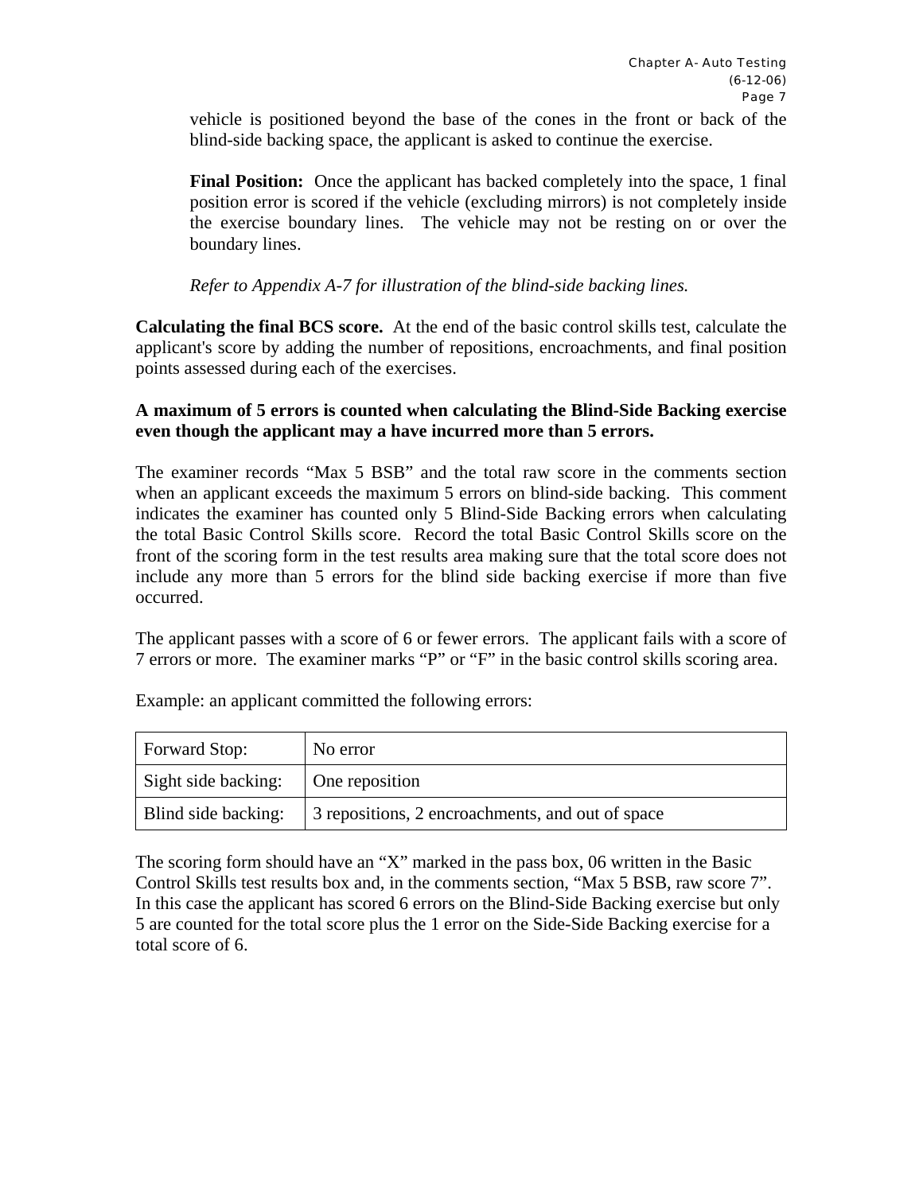vehicle is positioned beyond the base of the cones in the front or back of the blind-side backing space, the applicant is asked to continue the exercise.

**Final Position:** Once the applicant has backed completely into the space, 1 final position error is scored if the vehicle (excluding mirrors) is not completely inside the exercise boundary lines. The vehicle may not be resting on or over the boundary lines.

*Refer to Appendix A-7 for illustration of the blind-side backing lines.*

**Calculating the final BCS score.** At the end of the basic control skills test, calculate the applicant's score by adding the number of repositions, encroachments, and final position points assessed during each of the exercises.

**A maximum of 5 errors is counted when calculating the Blind-Side Backing exercise even though the applicant may a have incurred more than 5 errors.**

The examiner records "Max 5 BSB" and the total raw score in the comments section when an applicant exceeds the maximum 5 errors on blind-side backing. This comment indicates the examiner has counted only 5 Blind-Side Backing errors when calculating the total Basic Control Skills score. Record the total Basic Control Skills score on the front of the scoring form in the test results area making sure that the total score does not include any more than 5 errors for the blind side backing exercise if more than five occurred.

The applicant passes with a score of 6 or fewer errors. The applicant fails with a score of 7 errors or more. The examiner marks "P" or "F" in the basic control skills scoring area.

Example: an applicant committed the following errors:

| | |
|---|---|
| Forward Stop: | No error |
| Sight side backing: | One reposition |
| Blind side backing: | 3 repositions, 2 encroachments, and out of space |

The scoring form should have an "X" marked in the pass box, 06 written in the Basic Control Skills test results box and, in the comments section, "Max 5 BSB, raw score 7". In this case the applicant has scored 6 errors on the Blind-Side Backing exercise but only 5 are counted for the total score plus the 1 error on the Side-Side Backing exercise for a total score of 6.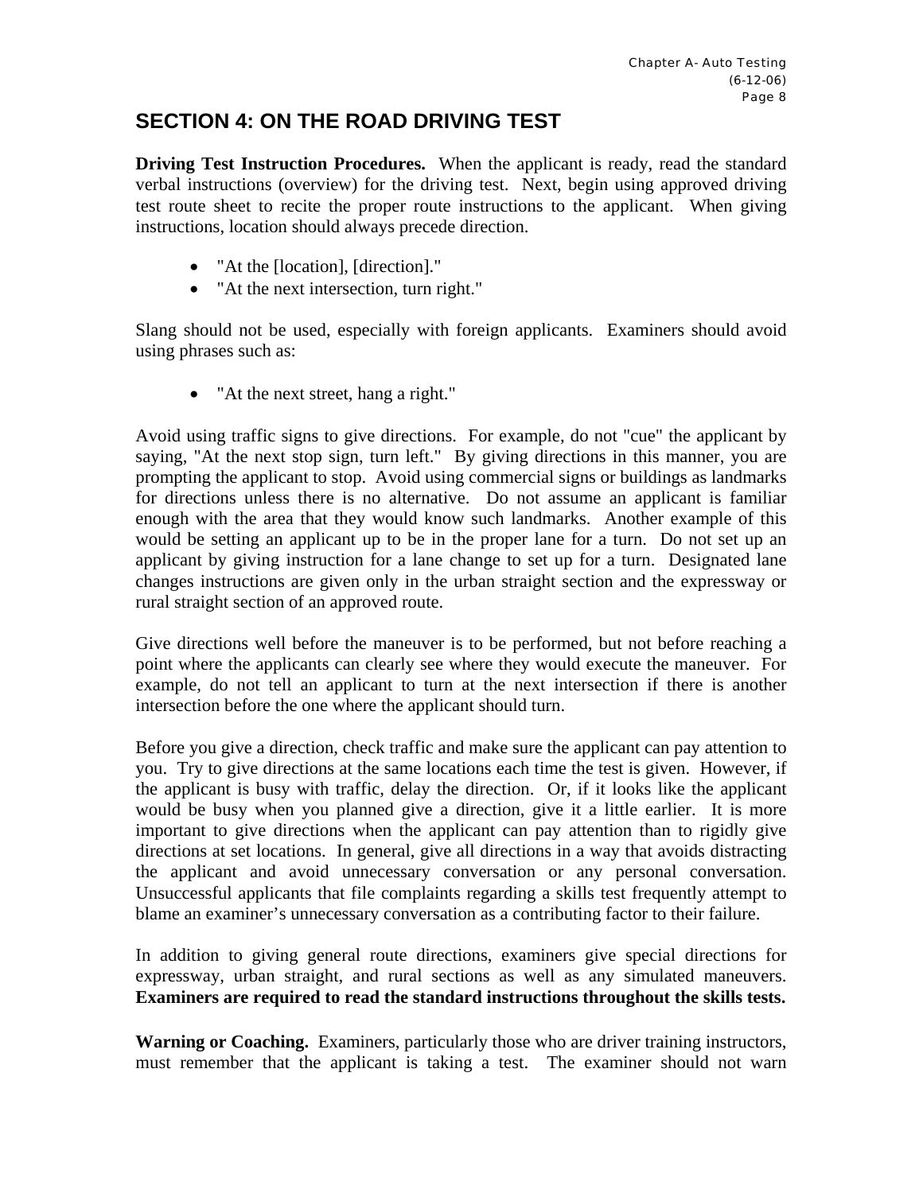## SECTION 4: ON THE ROAD DRIVING TEST

**Driving Test Instruction Procedures.** When the applicant is ready, read the standard verbal instructions (overview) for the driving test. Next, begin using approved driving test route sheet to recite the proper route instructions to the applicant. When giving instructions, location should always precede direction.

- "At the [location], [direction]."
- "At the next intersection, turn right."

Slang should not be used, especially with foreign applicants. Examiners should avoid using phrases such as:

- "At the next street, hang a right."

Avoid using traffic signs to give directions. For example, do not "cue" the applicant by saying, "At the next stop sign, turn left." By giving directions in this manner, you are prompting the applicant to stop. Avoid using commercial signs or buildings as landmarks for directions unless there is no alternative. Do not assume an applicant is familiar enough with the area that they would know such landmarks. Another example of this would be setting an applicant up to be in the proper lane for a turn. Do not set up an applicant by giving instruction for a lane change to set up for a turn. Designated lane changes instructions are given only in the urban straight section and the expressway or rural straight section of an approved route.

Give directions well before the maneuver is to be performed, but not before reaching a point where the applicants can clearly see where they would execute the maneuver. For example, do not tell an applicant to turn at the next intersection if there is another intersection before the one where the applicant should turn.

Before you give a direction, check traffic and make sure the applicant can pay attention to you. Try to give directions at the same locations each time the test is given. However, if the applicant is busy with traffic, delay the direction. Or, if it looks like the applicant would be busy when you planned give a direction, give it a little earlier. It is more important to give directions when the applicant can pay attention than to rigidly give directions at set locations. In general, give all directions in a way that avoids distracting the applicant and avoid unnecessary conversation or any personal conversation. Unsuccessful applicants that file complaints regarding a skills test frequently attempt to blame an examiner's unnecessary conversation as a contributing factor to their failure.

In addition to giving general route directions, examiners give special directions for expressway, urban straight, and rural sections as well as any simulated maneuvers. **Examiners are required to read the standard instructions throughout the skills tests.**

**Warning or Coaching.** Examiners, particularly those who are driver training instructors, must remember that the applicant is taking a test. The examiner should not warn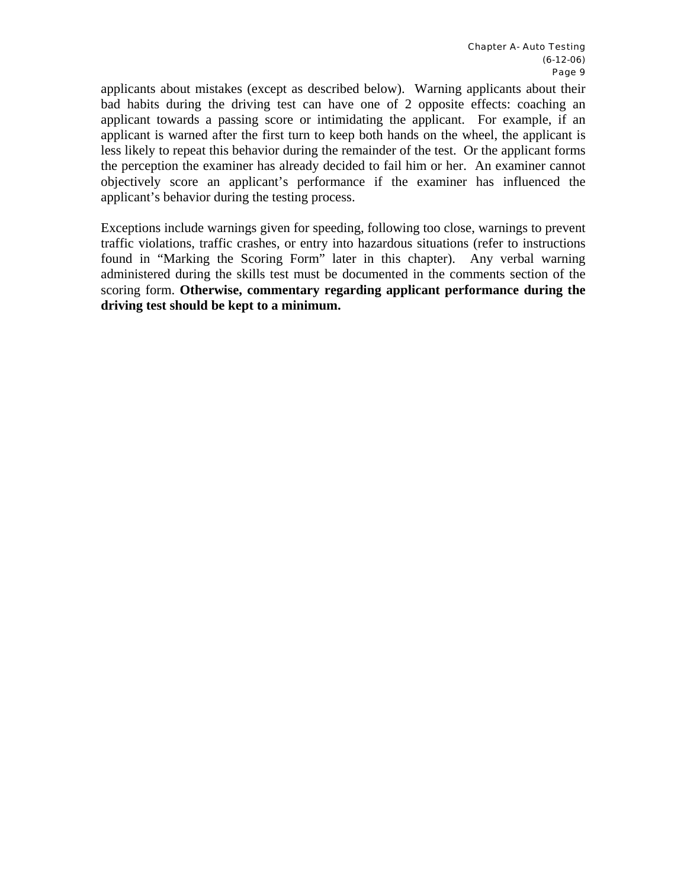applicants about mistakes (except as described below). Warning applicants about their bad habits during the driving test can have one of 2 opposite effects: coaching an applicant towards a passing score or intimidating the applicant. For example, if an applicant is warned after the first turn to keep both hands on the wheel, the applicant is less likely to repeat this behavior during the remainder of the test. Or the applicant forms the perception the examiner has already decided to fail him or her. An examiner cannot objectively score an applicant's performance if the examiner has influenced the applicant's behavior during the testing process.

Exceptions include warnings given for speeding, following too close, warnings to prevent traffic violations, traffic crashes, or entry into hazardous situations (refer to instructions found in "Marking the Scoring Form" later in this chapter). Any verbal warning administered during the skills test must be documented in the comments section of the scoring form. **Otherwise, commentary regarding applicant performance during the driving test should be kept to a minimum.**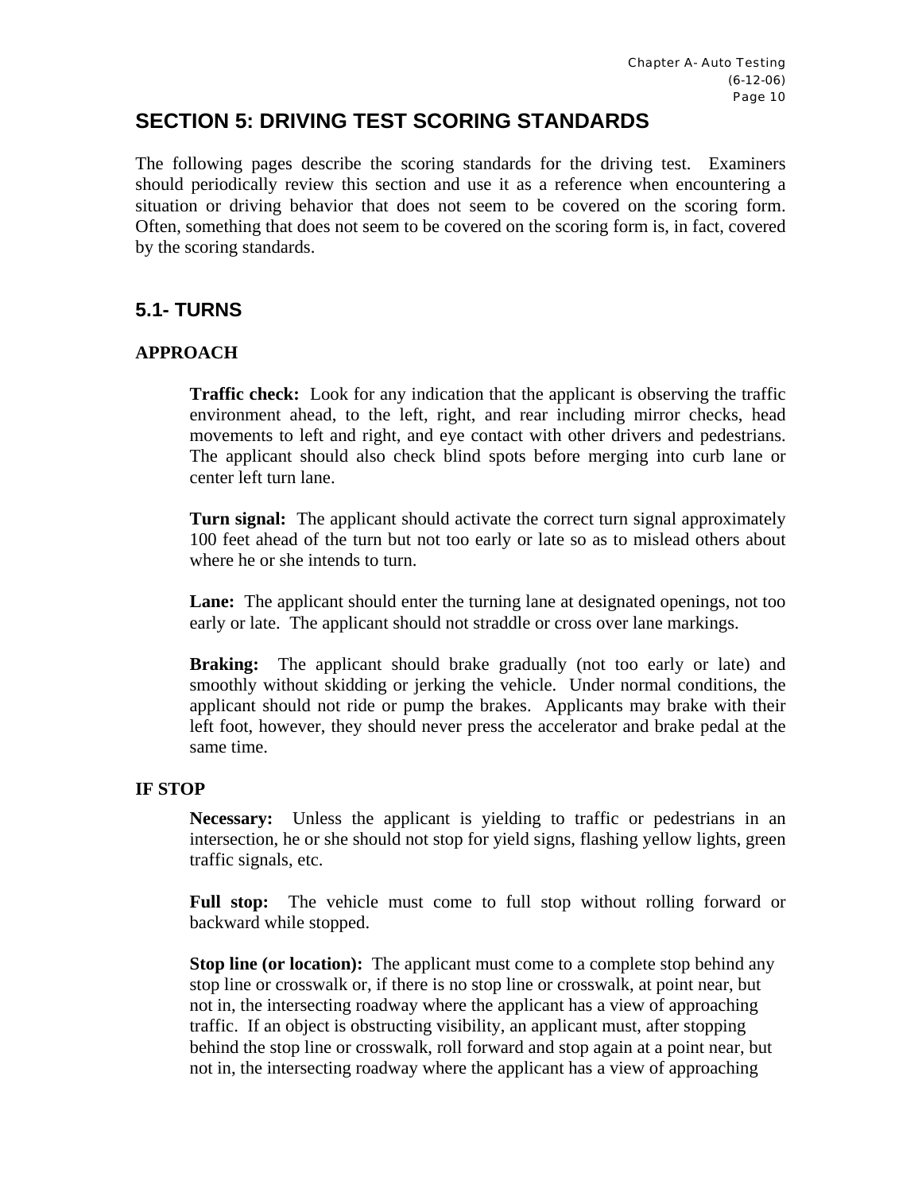## SECTION 5: DRIVING TEST SCORING STANDARDS

The following pages describe the scoring standards for the driving test. Examiners should periodically review this section and use it as a reference when encountering a situation or driving behavior that does not seem to be covered on the scoring form. Often, something that does not seem to be covered on the scoring form is, in fact, covered by the scoring standards.

### 5.1- TURNS

#### APPROACH

**Traffic check:** Look for any indication that the applicant is observing the traffic environment ahead, to the left, right, and rear including mirror checks, head movements to left and right, and eye contact with other drivers and pedestrians. The applicant should also check blind spots before merging into curb lane or center left turn lane.

**Turn signal:** The applicant should activate the correct turn signal approximately 100 feet ahead of the turn but not too early or late so as to mislead others about where he or she intends to turn.

**Lane:** The applicant should enter the turning lane at designated openings, not too early or late. The applicant should not straddle or cross over lane markings.

**Braking:** The applicant should brake gradually (not too early or late) and smoothly without skidding or jerking the vehicle. Under normal conditions, the applicant should not ride or pump the brakes. Applicants may brake with their left foot, however, they should never press the accelerator and brake pedal at the same time.

#### IF STOP

**Necessary:** Unless the applicant is yielding to traffic or pedestrians in an intersection, he or she should not stop for yield signs, flashing yellow lights, green traffic signals, etc.

**Full stop:** The vehicle must come to full stop without rolling forward or backward while stopped.

**Stop line (or location):** The applicant must come to a complete stop behind any stop line or crosswalk or, if there is no stop line or crosswalk, at point near, but not in, the intersecting roadway where the applicant has a view of approaching traffic. If an object is obstructing visibility, an applicant must, after stopping behind the stop line or crosswalk, roll forward and stop again at a point near, but not in, the intersecting roadway where the applicant has a view of approaching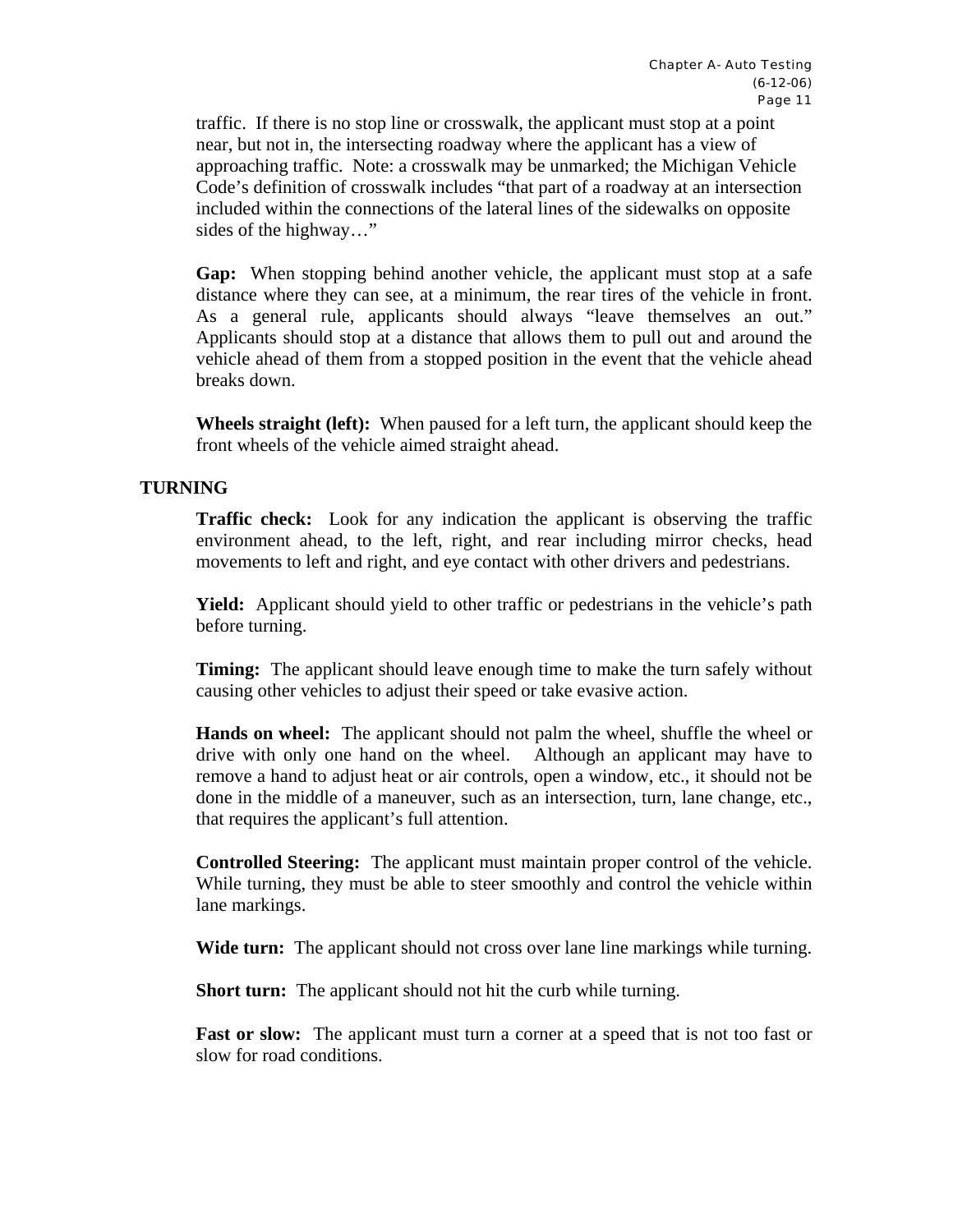traffic. If there is no stop line or crosswalk, the applicant must stop at a point near, but not in, the intersecting roadway where the applicant has a view of approaching traffic. Note: a crosswalk may be unmarked; the Michigan Vehicle Code's definition of crosswalk includes "that part of a roadway at an intersection included within the connections of the lateral lines of the sidewalks on opposite sides of the highway…"

**Gap:** When stopping behind another vehicle, the applicant must stop at a safe distance where they can see, at a minimum, the rear tires of the vehicle in front. As a general rule, applicants should always "leave themselves an out." Applicants should stop at a distance that allows them to pull out and around the vehicle ahead of them from a stopped position in the event that the vehicle ahead breaks down.

**Wheels straight (left):** When paused for a left turn, the applicant should keep the front wheels of the vehicle aimed straight ahead.

## TURNING

**Traffic check:** Look for any indication the applicant is observing the traffic environment ahead, to the left, right, and rear including mirror checks, head movements to left and right, and eye contact with other drivers and pedestrians.

**Yield:** Applicant should yield to other traffic or pedestrians in the vehicle's path before turning.

**Timing:** The applicant should leave enough time to make the turn safely without causing other vehicles to adjust their speed or take evasive action.

**Hands on wheel:** The applicant should not palm the wheel, shuffle the wheel or drive with only one hand on the wheel. Although an applicant may have to remove a hand to adjust heat or air controls, open a window, etc., it should not be done in the middle of a maneuver, such as an intersection, turn, lane change, etc., that requires the applicant's full attention.

**Controlled Steering:** The applicant must maintain proper control of the vehicle. While turning, they must be able to steer smoothly and control the vehicle within lane markings.

**Wide turn:** The applicant should not cross over lane line markings while turning.

**Short turn:** The applicant should not hit the curb while turning.

**Fast or slow:** The applicant must turn a corner at a speed that is not too fast or slow for road conditions.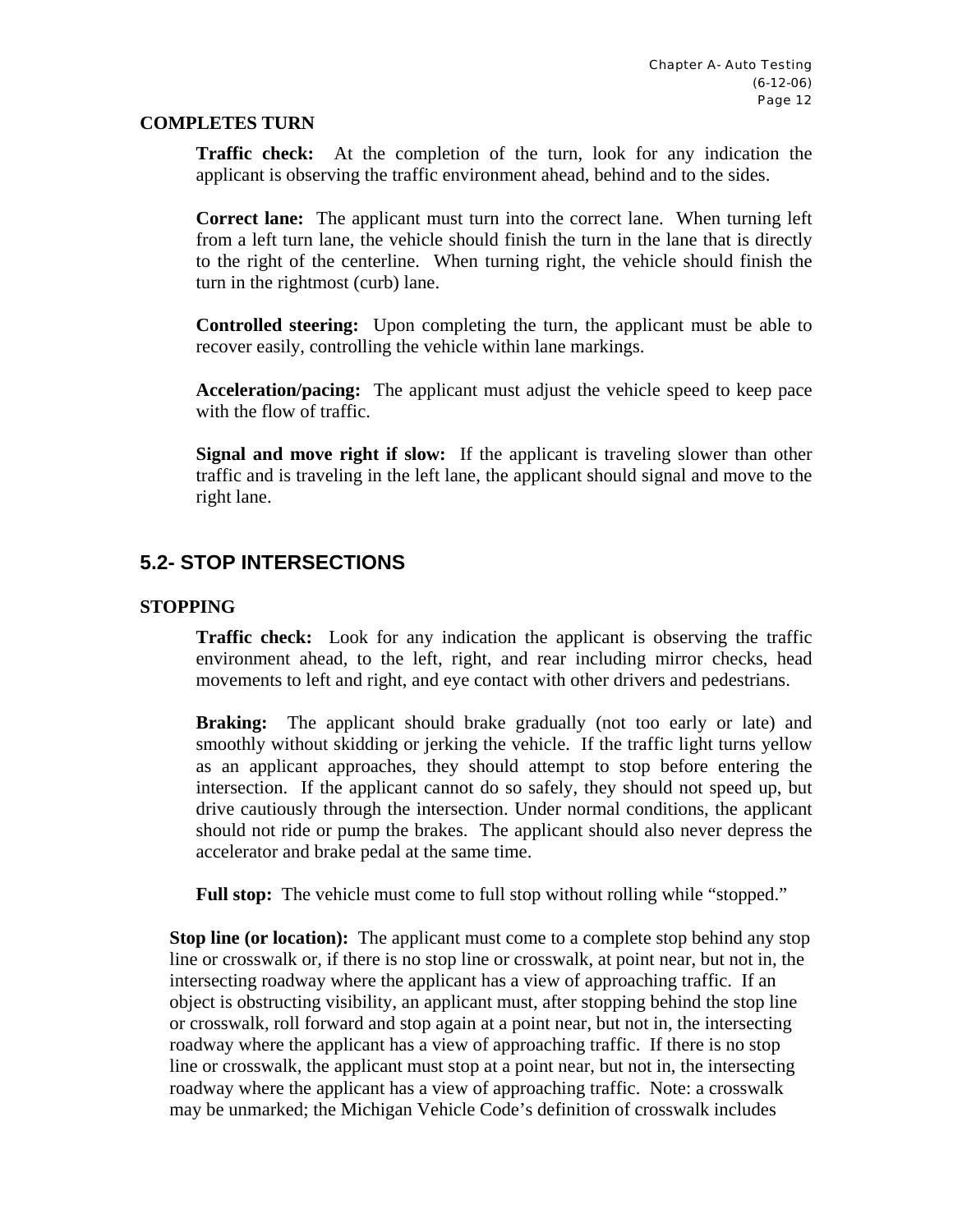**COMPLETES TURN**

**Traffic check:** At the completion of the turn, look for any indication the applicant is observing the traffic environment ahead, behind and to the sides.

**Correct lane:** The applicant must turn into the correct lane. When turning left from a left turn lane, the vehicle should finish the turn in the lane that is directly to the right of the centerline. When turning right, the vehicle should finish the turn in the rightmost (curb) lane.

**Controlled steering:** Upon completing the turn, the applicant must be able to recover easily, controlling the vehicle within lane markings.

**Acceleration/pacing:** The applicant must adjust the vehicle speed to keep pace with the flow of traffic.

**Signal and move right if slow:** If the applicant is traveling slower than other traffic and is traveling in the left lane, the applicant should signal and move to the right lane.

## 5.2- STOP INTERSECTIONS

**STOPPING**

**Traffic check:** Look for any indication the applicant is observing the traffic environment ahead, to the left, right, and rear including mirror checks, head movements to left and right, and eye contact with other drivers and pedestrians.

**Braking:** The applicant should brake gradually (not too early or late) and smoothly without skidding or jerking the vehicle. If the traffic light turns yellow as an applicant approaches, they should attempt to stop before entering the intersection. If the applicant cannot do so safely, they should not speed up, but drive cautiously through the intersection. Under normal conditions, the applicant should not ride or pump the brakes. The applicant should also never depress the accelerator and brake pedal at the same time.

**Full stop:** The vehicle must come to full stop without rolling while "stopped."

**Stop line (or location):** The applicant must come to a complete stop behind any stop line or crosswalk or, if there is no stop line or crosswalk, at point near, but not in, the intersecting roadway where the applicant has a view of approaching traffic. If an object is obstructing visibility, an applicant must, after stopping behind the stop line or crosswalk, roll forward and stop again at a point near, but not in, the intersecting roadway where the applicant has a view of approaching traffic. If there is no stop line or crosswalk, the applicant must stop at a point near, but not in, the intersecting roadway where the applicant has a view of approaching traffic. Note: a crosswalk may be unmarked; the Michigan Vehicle Code's definition of crosswalk includes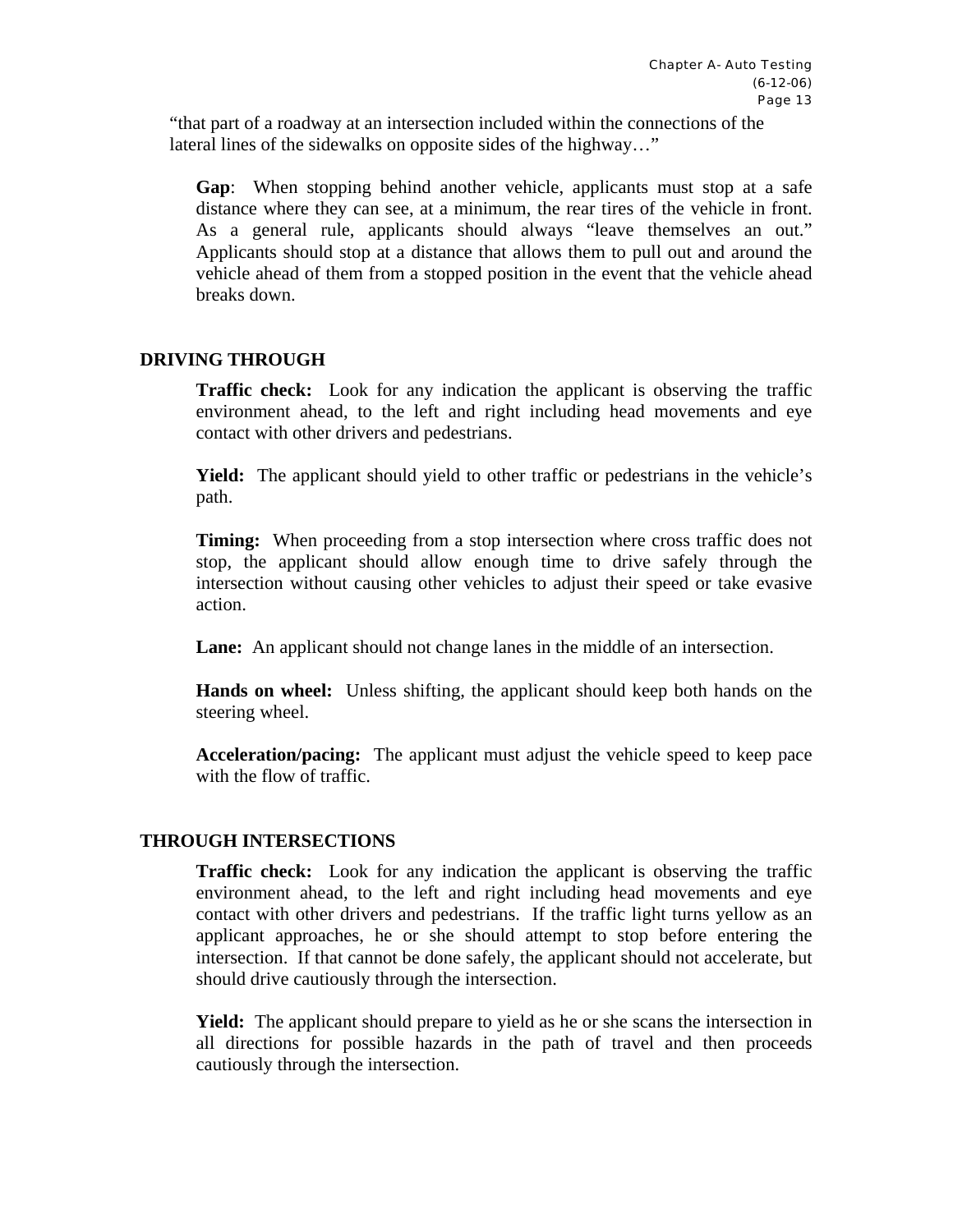"that part of a roadway at an intersection included within the connections of the lateral lines of the sidewalks on opposite sides of the highway…"

**Gap**: When stopping behind another vehicle, applicants must stop at a safe distance where they can see, at a minimum, the rear tires of the vehicle in front. As a general rule, applicants should always "leave themselves an out." Applicants should stop at a distance that allows them to pull out and around the vehicle ahead of them from a stopped position in the event that the vehicle ahead breaks down.

## DRIVING THROUGH

**Traffic check:** Look for any indication the applicant is observing the traffic environment ahead, to the left and right including head movements and eye contact with other drivers and pedestrians.

**Yield:** The applicant should yield to other traffic or pedestrians in the vehicle's path.

**Timing:** When proceeding from a stop intersection where cross traffic does not stop, the applicant should allow enough time to drive safely through the intersection without causing other vehicles to adjust their speed or take evasive action.

**Lane:** An applicant should not change lanes in the middle of an intersection.

**Hands on wheel:** Unless shifting, the applicant should keep both hands on the steering wheel.

**Acceleration/pacing:** The applicant must adjust the vehicle speed to keep pace with the flow of traffic.

## THROUGH INTERSECTIONS

**Traffic check:** Look for any indication the applicant is observing the traffic environment ahead, to the left and right including head movements and eye contact with other drivers and pedestrians. If the traffic light turns yellow as an applicant approaches, he or she should attempt to stop before entering the intersection. If that cannot be done safely, the applicant should not accelerate, but should drive cautiously through the intersection.

**Yield:** The applicant should prepare to yield as he or she scans the intersection in all directions for possible hazards in the path of travel and then proceeds cautiously through the intersection.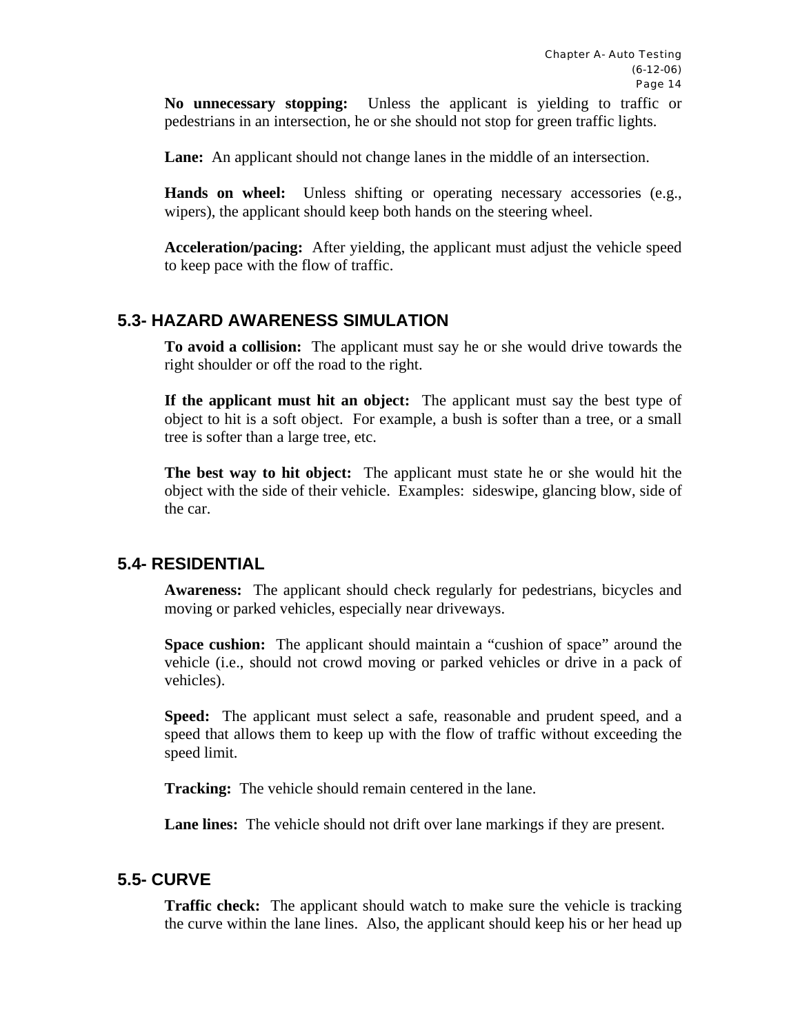**No unnecessary stopping:** Unless the applicant is yielding to traffic or pedestrians in an intersection, he or she should not stop for green traffic lights.

**Lane:** An applicant should not change lanes in the middle of an intersection.

**Hands on wheel:** Unless shifting or operating necessary accessories (e.g., wipers), the applicant should keep both hands on the steering wheel.

**Acceleration/pacing:** After yielding, the applicant must adjust the vehicle speed to keep pace with the flow of traffic.

## 5.3- HAZARD AWARENESS SIMULATION

**To avoid a collision:** The applicant must say he or she would drive towards the right shoulder or off the road to the right.

**If the applicant must hit an object:** The applicant must say the best type of object to hit is a soft object. For example, a bush is softer than a tree, or a small tree is softer than a large tree, etc.

**The best way to hit object:** The applicant must state he or she would hit the object with the side of their vehicle. Examples: sideswipe, glancing blow, side of the car.

## 5.4- RESIDENTIAL

**Awareness:** The applicant should check regularly for pedestrians, bicycles and moving or parked vehicles, especially near driveways.

**Space cushion:** The applicant should maintain a "cushion of space" around the vehicle (i.e., should not crowd moving or parked vehicles or drive in a pack of vehicles).

**Speed:** The applicant must select a safe, reasonable and prudent speed, and a speed that allows them to keep up with the flow of traffic without exceeding the speed limit.

**Tracking:** The vehicle should remain centered in the lane.

**Lane lines:** The vehicle should not drift over lane markings if they are present.

## 5.5- CURVE

**Traffic check:** The applicant should watch to make sure the vehicle is tracking the curve within the lane lines. Also, the applicant should keep his or her head up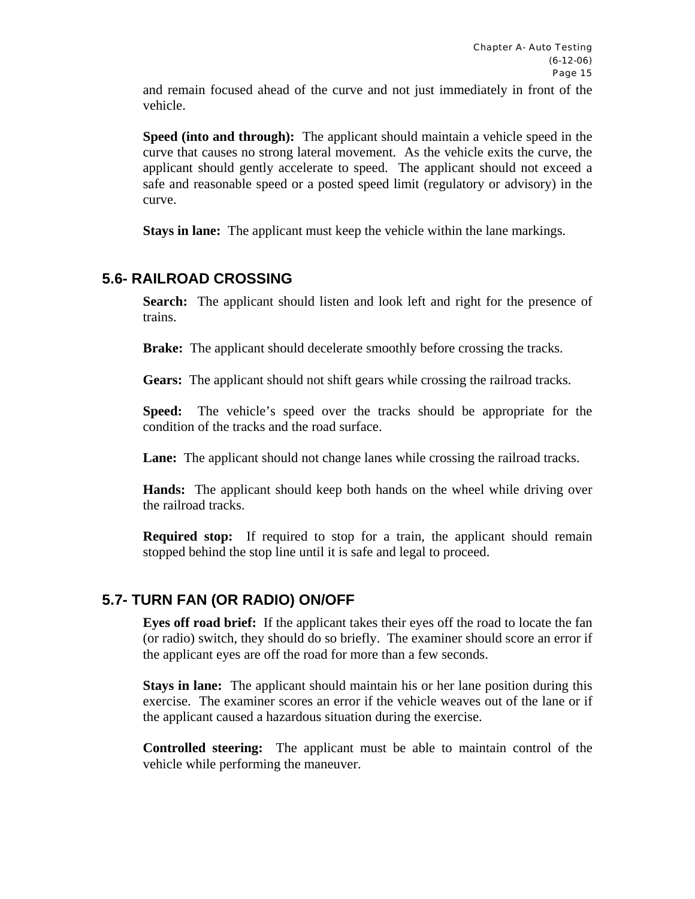and remain focused ahead of the curve and not just immediately in front of the vehicle.

**Speed (into and through):** The applicant should maintain a vehicle speed in the curve that causes no strong lateral movement. As the vehicle exits the curve, the applicant should gently accelerate to speed. The applicant should not exceed a safe and reasonable speed or a posted speed limit (regulatory or advisory) in the curve.

**Stays in lane:** The applicant must keep the vehicle within the lane markings.

## 5.6- RAILROAD CROSSING

**Search:** The applicant should listen and look left and right for the presence of trains.

**Brake:** The applicant should decelerate smoothly before crossing the tracks.

**Gears:** The applicant should not shift gears while crossing the railroad tracks.

**Speed:** The vehicle's speed over the tracks should be appropriate for the condition of the tracks and the road surface.

**Lane:** The applicant should not change lanes while crossing the railroad tracks.

**Hands:** The applicant should keep both hands on the wheel while driving over the railroad tracks.

**Required stop:** If required to stop for a train, the applicant should remain stopped behind the stop line until it is safe and legal to proceed.

## 5.7- TURN FAN (OR RADIO) ON/OFF

**Eyes off road brief:** If the applicant takes their eyes off the road to locate the fan (or radio) switch, they should do so briefly. The examiner should score an error if the applicant eyes are off the road for more than a few seconds.

**Stays in lane:** The applicant should maintain his or her lane position during this exercise. The examiner scores an error if the vehicle weaves out of the lane or if the applicant caused a hazardous situation during the exercise.

**Controlled steering:** The applicant must be able to maintain control of the vehicle while performing the maneuver.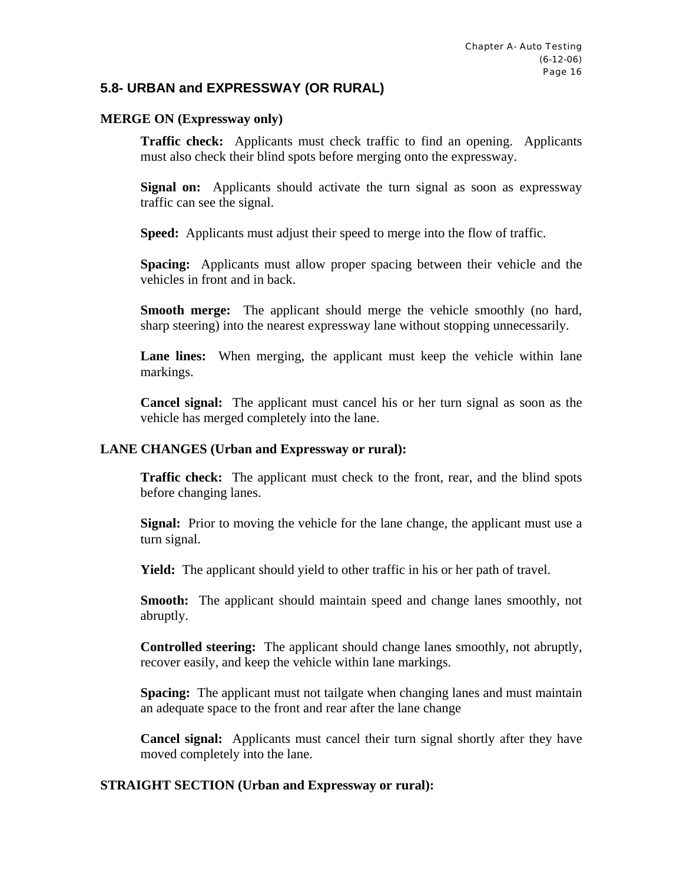## 5.8- URBAN and EXPRESSWAY (OR RURAL)

### MERGE ON (Expressway only)

**Traffic check:** Applicants must check traffic to find an opening. Applicants must also check their blind spots before merging onto the expressway.

**Signal on:** Applicants should activate the turn signal as soon as expressway traffic can see the signal.

**Speed:** Applicants must adjust their speed to merge into the flow of traffic.

**Spacing:** Applicants must allow proper spacing between their vehicle and the vehicles in front and in back.

**Smooth merge:** The applicant should merge the vehicle smoothly (no hard, sharp steering) into the nearest expressway lane without stopping unnecessarily.

**Lane lines:** When merging, the applicant must keep the vehicle within lane markings.

**Cancel signal:** The applicant must cancel his or her turn signal as soon as the vehicle has merged completely into the lane.

### LANE CHANGES (Urban and Expressway or rural):

**Traffic check:** The applicant must check to the front, rear, and the blind spots before changing lanes.

**Signal:** Prior to moving the vehicle for the lane change, the applicant must use a turn signal.

**Yield:** The applicant should yield to other traffic in his or her path of travel.

**Smooth:** The applicant should maintain speed and change lanes smoothly, not abruptly.

**Controlled steering:** The applicant should change lanes smoothly, not abruptly, recover easily, and keep the vehicle within lane markings.

**Spacing:** The applicant must not tailgate when changing lanes and must maintain an adequate space to the front and rear after the lane change

**Cancel signal:** Applicants must cancel their turn signal shortly after they have moved completely into the lane.

### STRAIGHT SECTION (Urban and Expressway or rural):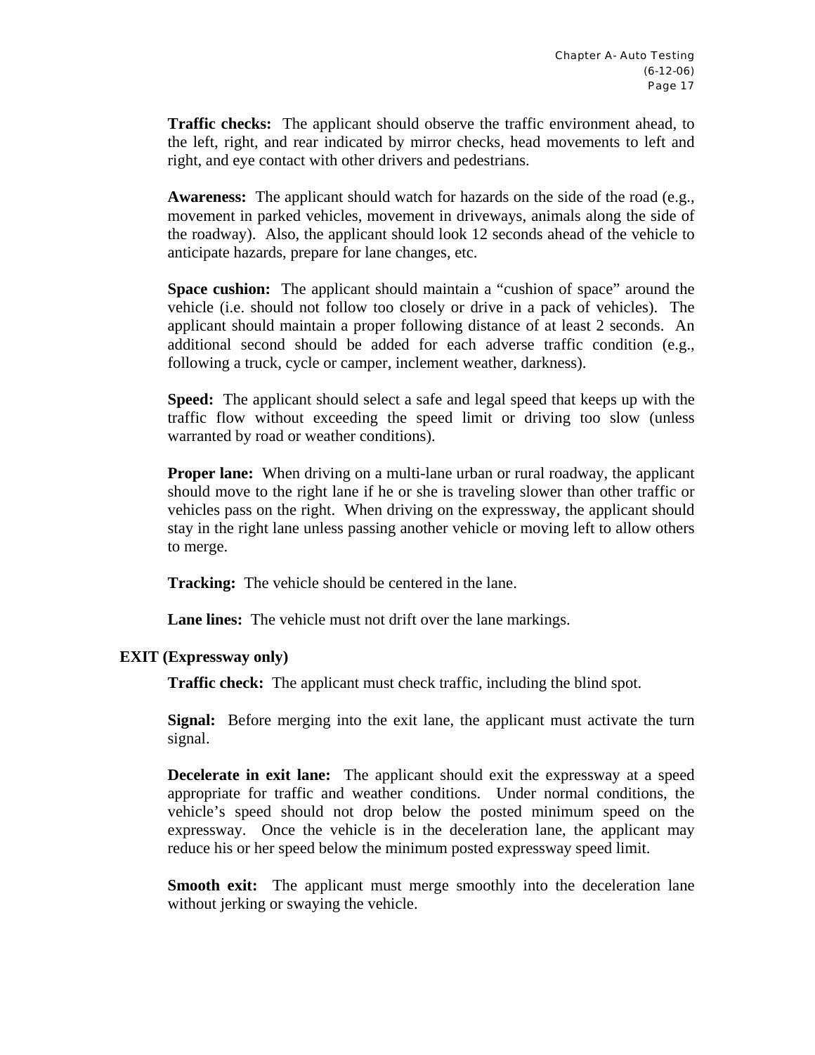**Traffic checks:** The applicant should observe the traffic environment ahead, to the left, right, and rear indicated by mirror checks, head movements to left and right, and eye contact with other drivers and pedestrians.

**Awareness:** The applicant should watch for hazards on the side of the road (e.g., movement in parked vehicles, movement in driveways, animals along the side of the roadway). Also, the applicant should look 12 seconds ahead of the vehicle to anticipate hazards, prepare for lane changes, etc.

**Space cushion:** The applicant should maintain a "cushion of space" around the vehicle (i.e. should not follow too closely or drive in a pack of vehicles). The applicant should maintain a proper following distance of at least 2 seconds. An additional second should be added for each adverse traffic condition (e.g., following a truck, cycle or camper, inclement weather, darkness).

**Speed:** The applicant should select a safe and legal speed that keeps up with the traffic flow without exceeding the speed limit or driving too slow (unless warranted by road or weather conditions).

**Proper lane:** When driving on a multi-lane urban or rural roadway, the applicant should move to the right lane if he or she is traveling slower than other traffic or vehicles pass on the right. When driving on the expressway, the applicant should stay in the right lane unless passing another vehicle or moving left to allow others to merge.

**Tracking:** The vehicle should be centered in the lane.

**Lane lines:** The vehicle must not drift over the lane markings.

## EXIT (Expressway only)

**Traffic check:** The applicant must check traffic, including the blind spot.

**Signal:** Before merging into the exit lane, the applicant must activate the turn signal.

**Decelerate in exit lane:** The applicant should exit the expressway at a speed appropriate for traffic and weather conditions. Under normal conditions, the vehicle's speed should not drop below the posted minimum speed on the expressway. Once the vehicle is in the deceleration lane, the applicant may reduce his or her speed below the minimum posted expressway speed limit.

**Smooth exit:** The applicant must merge smoothly into the deceleration lane without jerking or swaying the vehicle.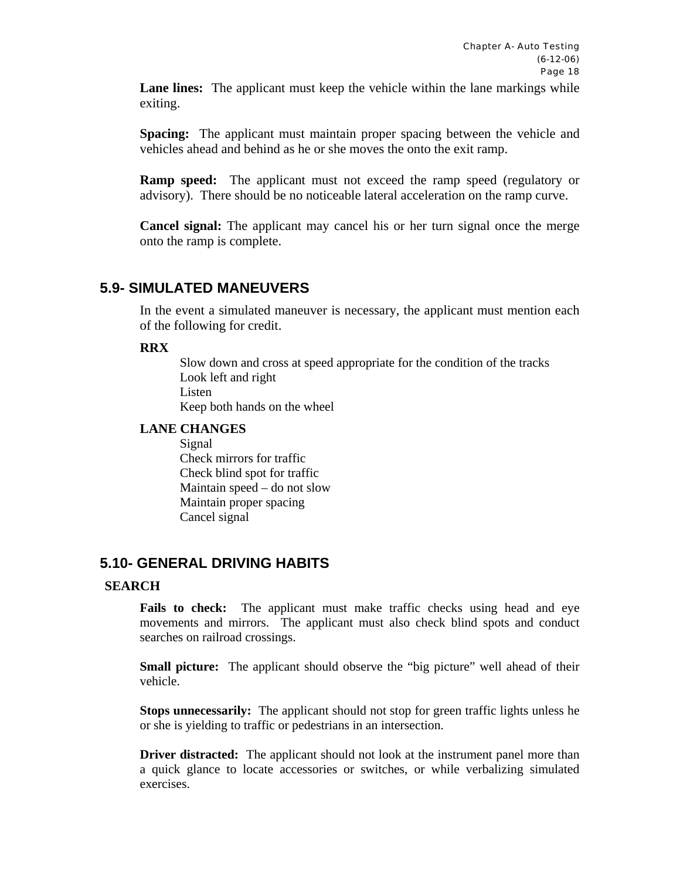**Lane lines:** The applicant must keep the vehicle within the lane markings while exiting.

**Spacing:** The applicant must maintain proper spacing between the vehicle and vehicles ahead and behind as he or she moves the onto the exit ramp.

**Ramp speed:** The applicant must not exceed the ramp speed (regulatory or advisory). There should be no noticeable lateral acceleration on the ramp curve.

**Cancel signal:** The applicant may cancel his or her turn signal once the merge onto the ramp is complete.

## 5.9- SIMULATED MANEUVERS

In the event a simulated maneuver is necessary, the applicant must mention each of the following for credit.

**RRX**

- Slow down and cross at speed appropriate for the condition of the tracks
- Look left and right
- Listen
- Keep both hands on the wheel

**LANE CHANGES**

- Signal
- Check mirrors for traffic
- Check blind spot for traffic
- Maintain speed – do not slow
- Maintain proper spacing
- Cancel signal

## 5.10- GENERAL DRIVING HABITS

**SEARCH**

**Fails to check:** The applicant must make traffic checks using head and eye movements and mirrors. The applicant must also check blind spots and conduct searches on railroad crossings.

**Small picture:** The applicant should observe the "big picture" well ahead of their vehicle.

**Stops unnecessarily:** The applicant should not stop for green traffic lights unless he or she is yielding to traffic or pedestrians in an intersection.

**Driver distracted:** The applicant should not look at the instrument panel more than a quick glance to locate accessories or switches, or while verbalizing simulated exercises.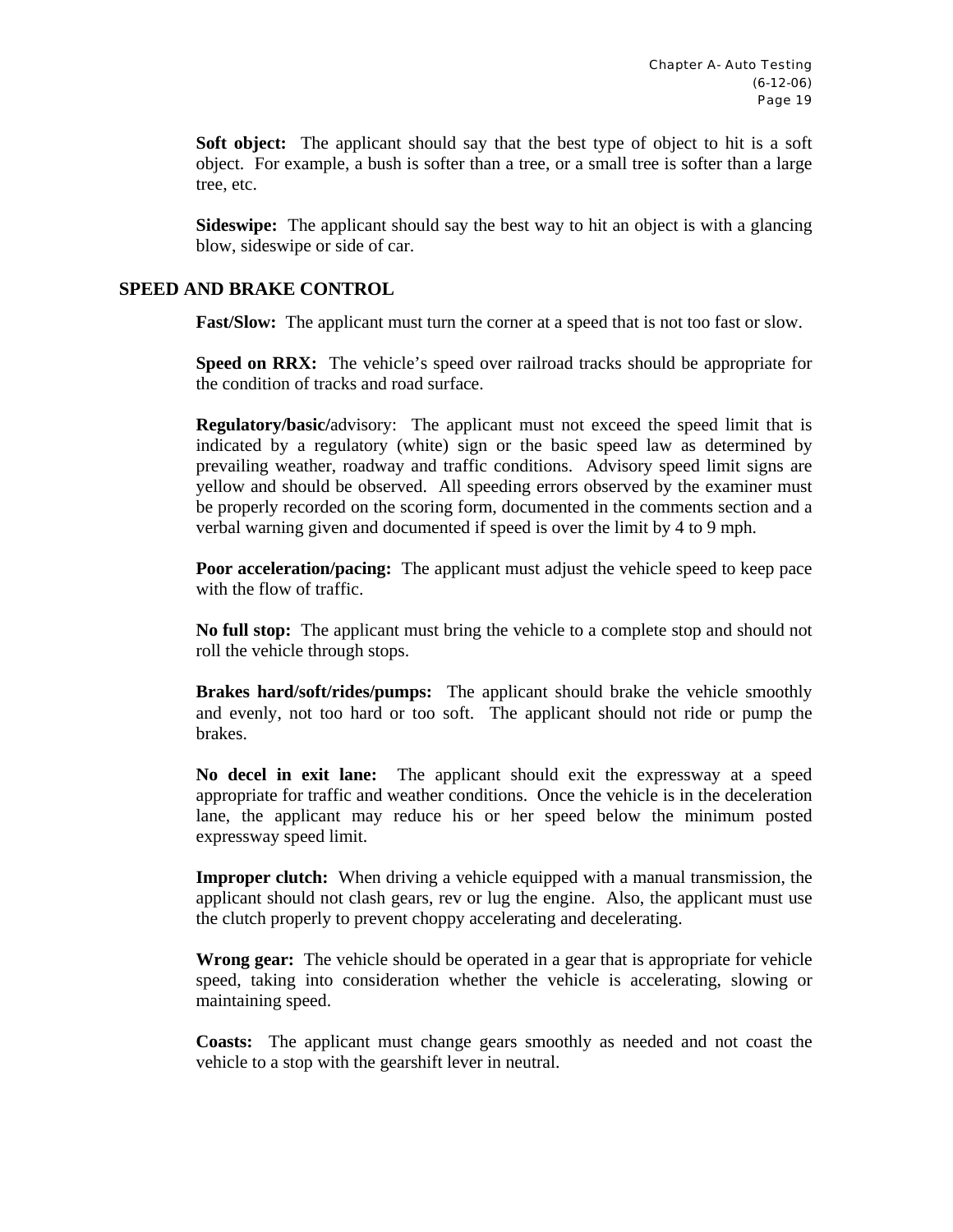**Soft object:** The applicant should say that the best type of object to hit is a soft object. For example, a bush is softer than a tree, or a small tree is softer than a large tree, etc.

**Sideswipe:** The applicant should say the best way to hit an object is with a glancing blow, sideswipe or side of car.

## SPEED AND BRAKE CONTROL

**Fast/Slow:** The applicant must turn the corner at a speed that is not too fast or slow.

**Speed on RRX:** The vehicle's speed over railroad tracks should be appropriate for the condition of tracks and road surface.

**Regulatory/basic/**advisory: The applicant must not exceed the speed limit that is indicated by a regulatory (white) sign or the basic speed law as determined by prevailing weather, roadway and traffic conditions. Advisory speed limit signs are yellow and should be observed. All speeding errors observed by the examiner must be properly recorded on the scoring form, documented in the comments section and a verbal warning given and documented if speed is over the limit by 4 to 9 mph.

**Poor acceleration/pacing:** The applicant must adjust the vehicle speed to keep pace with the flow of traffic.

**No full stop:** The applicant must bring the vehicle to a complete stop and should not roll the vehicle through stops.

**Brakes hard/soft/rides/pumps:** The applicant should brake the vehicle smoothly and evenly, not too hard or too soft. The applicant should not ride or pump the brakes.

**No decel in exit lane:** The applicant should exit the expressway at a speed appropriate for traffic and weather conditions. Once the vehicle is in the deceleration lane, the applicant may reduce his or her speed below the minimum posted expressway speed limit.

**Improper clutch:** When driving a vehicle equipped with a manual transmission, the applicant should not clash gears, rev or lug the engine. Also, the applicant must use the clutch properly to prevent choppy accelerating and decelerating.

**Wrong gear:** The vehicle should be operated in a gear that is appropriate for vehicle speed, taking into consideration whether the vehicle is accelerating, slowing or maintaining speed.

**Coasts:** The applicant must change gears smoothly as needed and not coast the vehicle to a stop with the gearshift lever in neutral.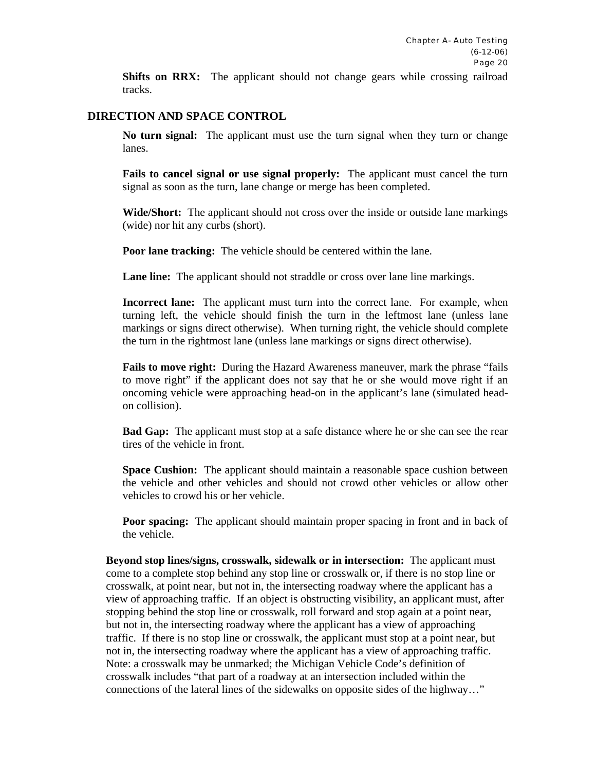**Shifts on RRX:** The applicant should not change gears while crossing railroad tracks.

## DIRECTION AND SPACE CONTROL

**No turn signal:** The applicant must use the turn signal when they turn or change lanes.

**Fails to cancel signal or use signal properly:** The applicant must cancel the turn signal as soon as the turn, lane change or merge has been completed.

**Wide/Short:** The applicant should not cross over the inside or outside lane markings (wide) nor hit any curbs (short).

**Poor lane tracking:** The vehicle should be centered within the lane.

**Lane line:** The applicant should not straddle or cross over lane line markings.

**Incorrect lane:** The applicant must turn into the correct lane. For example, when turning left, the vehicle should finish the turn in the leftmost lane (unless lane markings or signs direct otherwise). When turning right, the vehicle should complete the turn in the rightmost lane (unless lane markings or signs direct otherwise).

**Fails to move right:** During the Hazard Awareness maneuver, mark the phrase "fails to move right" if the applicant does not say that he or she would move right if an oncoming vehicle were approaching head-on in the applicant's lane (simulated head-on collision).

**Bad Gap:** The applicant must stop at a safe distance where he or she can see the rear tires of the vehicle in front.

**Space Cushion:** The applicant should maintain a reasonable space cushion between the vehicle and other vehicles and should not crowd other vehicles or allow other vehicles to crowd his or her vehicle.

**Poor spacing:** The applicant should maintain proper spacing in front and in back of the vehicle.

**Beyond stop lines/signs, crosswalk, sidewalk or in intersection:** The applicant must come to a complete stop behind any stop line or crosswalk or, if there is no stop line or crosswalk, at point near, but not in, the intersecting roadway where the applicant has a view of approaching traffic. If an object is obstructing visibility, an applicant must, after stopping behind the stop line or crosswalk, roll forward and stop again at a point near, but not in, the intersecting roadway where the applicant has a view of approaching traffic. If there is no stop line or crosswalk, the applicant must stop at a point near, but not in, the intersecting roadway where the applicant has a view of approaching traffic. Note: a crosswalk may be unmarked; the Michigan Vehicle Code's definition of crosswalk includes "that part of a roadway at an intersection included within the connections of the lateral lines of the sidewalks on opposite sides of the highway…"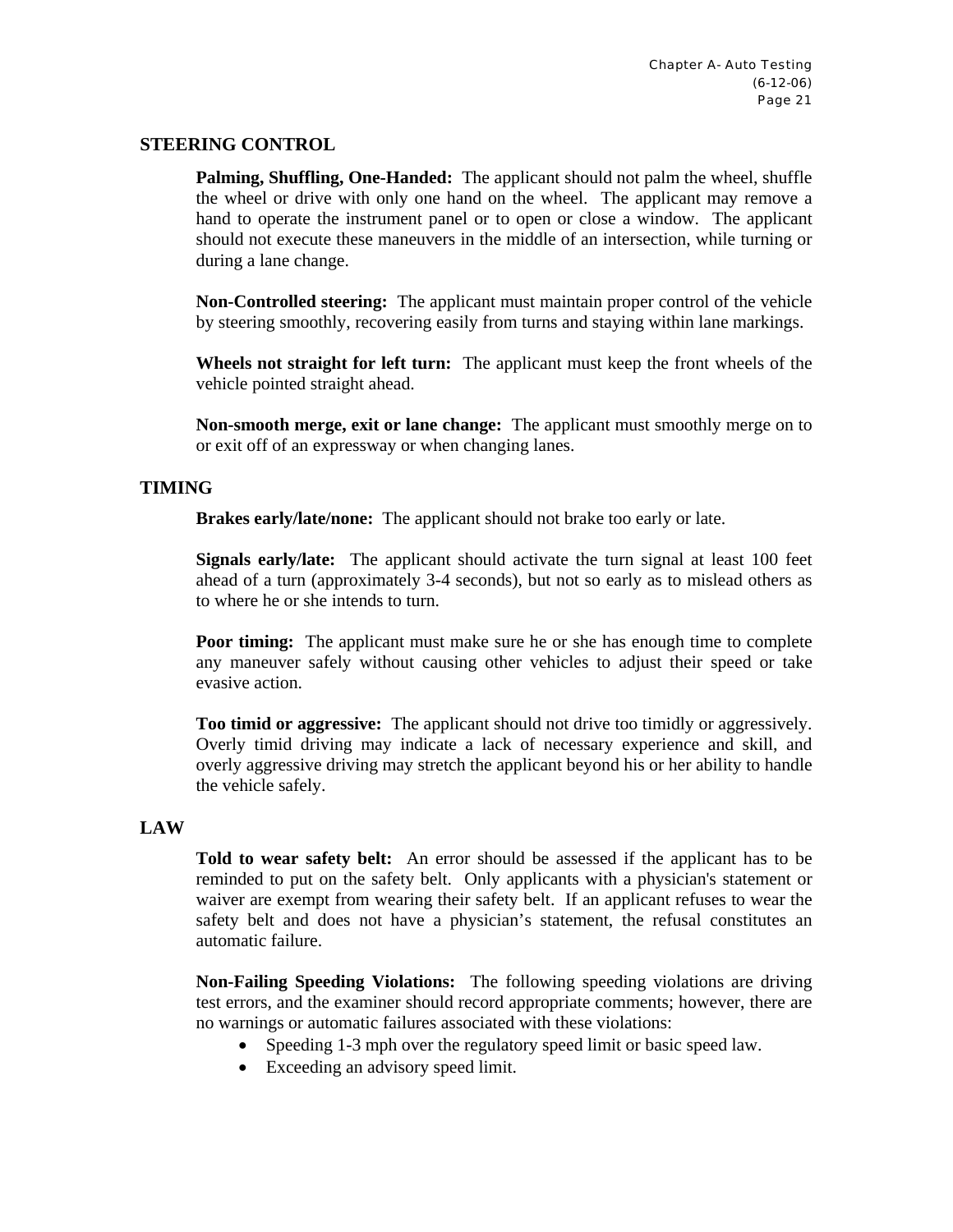## STEERING CONTROL

**Palming, Shuffling, One-Handed:** The applicant should not palm the wheel, shuffle the wheel or drive with only one hand on the wheel. The applicant may remove a hand to operate the instrument panel or to open or close a window. The applicant should not execute these maneuvers in the middle of an intersection, while turning or during a lane change.

**Non-Controlled steering:** The applicant must maintain proper control of the vehicle by steering smoothly, recovering easily from turns and staying within lane markings.

**Wheels not straight for left turn:** The applicant must keep the front wheels of the vehicle pointed straight ahead.

**Non-smooth merge, exit or lane change:** The applicant must smoothly merge on to or exit off of an expressway or when changing lanes.

## TIMING

**Brakes early/late/none:** The applicant should not brake too early or late.

**Signals early/late:** The applicant should activate the turn signal at least 100 feet ahead of a turn (approximately 3-4 seconds), but not so early as to mislead others as to where he or she intends to turn.

**Poor timing:** The applicant must make sure he or she has enough time to complete any maneuver safely without causing other vehicles to adjust their speed or take evasive action.

**Too timid or aggressive:** The applicant should not drive too timidly or aggressively. Overly timid driving may indicate a lack of necessary experience and skill, and overly aggressive driving may stretch the applicant beyond his or her ability to handle the vehicle safely.

## LAW

**Told to wear safety belt:** An error should be assessed if the applicant has to be reminded to put on the safety belt. Only applicants with a physician's statement or waiver are exempt from wearing their safety belt. If an applicant refuses to wear the safety belt and does not have a physician's statement, the refusal constitutes an automatic failure.

**Non-Failing Speeding Violations:** The following speeding violations are driving test errors, and the examiner should record appropriate comments; however, there are no warnings or automatic failures associated with these violations:

- Speeding 1-3 mph over the regulatory speed limit or basic speed law.
- Exceeding an advisory speed limit.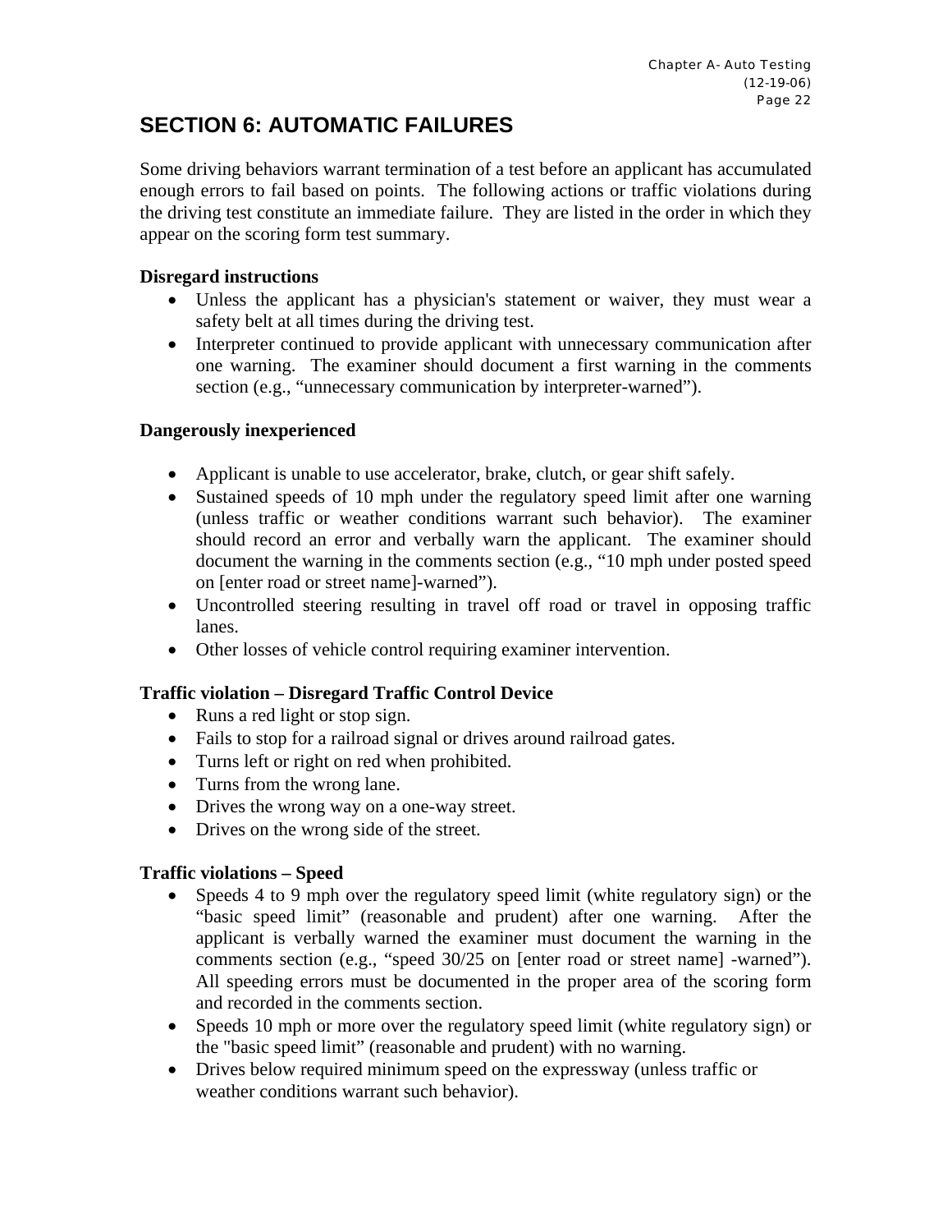## SECTION 6: AUTOMATIC FAILURES

Some driving behaviors warrant termination of a test before an applicant has accumulated enough errors to fail based on points. The following actions or traffic violations during the driving test constitute an immediate failure. They are listed in the order in which they appear on the scoring form test summary.

**Disregard instructions**

- Unless the applicant has a physician's statement or waiver, they must wear a safety belt at all times during the driving test.
- Interpreter continued to provide applicant with unnecessary communication after one warning. The examiner should document a first warning in the comments section (e.g., "unnecessary communication by interpreter-warned").

**Dangerously inexperienced**

- Applicant is unable to use accelerator, brake, clutch, or gear shift safely.
- Sustained speeds of 10 mph under the regulatory speed limit after one warning (unless traffic or weather conditions warrant such behavior). The examiner should record an error and verbally warn the applicant. The examiner should document the warning in the comments section (e.g., "10 mph under posted speed on [enter road or street name]-warned").
- Uncontrolled steering resulting in travel off road or travel in opposing traffic lanes.
- Other losses of vehicle control requiring examiner intervention.

**Traffic violation – Disregard Traffic Control Device**

- Runs a red light or stop sign.
- Fails to stop for a railroad signal or drives around railroad gates.
- Turns left or right on red when prohibited.
- Turns from the wrong lane.
- Drives the wrong way on a one-way street.
- Drives on the wrong side of the street.

**Traffic violations – Speed**

- Speeds 4 to 9 mph over the regulatory speed limit (white regulatory sign) or the "basic speed limit" (reasonable and prudent) after one warning. After the applicant is verbally warned the examiner must document the warning in the comments section (e.g., "speed 30/25 on [enter road or street name] -warned"). All speeding errors must be documented in the proper area of the scoring form and recorded in the comments section.
- Speeds 10 mph or more over the regulatory speed limit (white regulatory sign) or the "basic speed limit" (reasonable and prudent) with no warning.
- Drives below required minimum speed on the expressway (unless traffic or weather conditions warrant such behavior).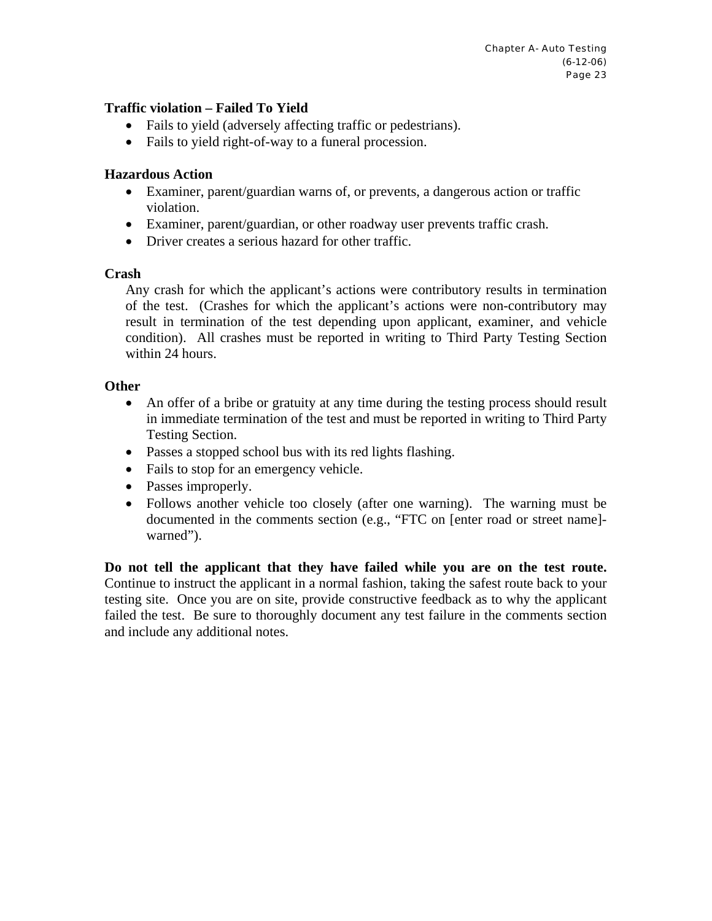**Traffic violation – Failed To Yield**

- Fails to yield (adversely affecting traffic or pedestrians).
- Fails to yield right-of-way to a funeral procession.

**Hazardous Action**

- Examiner, parent/guardian warns of, or prevents, a dangerous action or traffic violation.
- Examiner, parent/guardian, or other roadway user prevents traffic crash.
- Driver creates a serious hazard for other traffic.

**Crash**

Any crash for which the applicant's actions were contributory results in termination of the test. (Crashes for which the applicant's actions were non-contributory may result in termination of the test depending upon applicant, examiner, and vehicle condition). All crashes must be reported in writing to Third Party Testing Section within 24 hours.

**Other**

- An offer of a bribe or gratuity at any time during the testing process should result in immediate termination of the test and must be reported in writing to Third Party Testing Section.
- Passes a stopped school bus with its red lights flashing.
- Fails to stop for an emergency vehicle.
- Passes improperly.
- Follows another vehicle too closely (after one warning). The warning must be documented in the comments section (e.g., "FTC on [enter road or street name]- warned").

**Do not tell the applicant that they have failed while you are on the test route.** Continue to instruct the applicant in a normal fashion, taking the safest route back to your testing site. Once you are on site, provide constructive feedback as to why the applicant failed the test. Be sure to thoroughly document any test failure in the comments section and include any additional notes.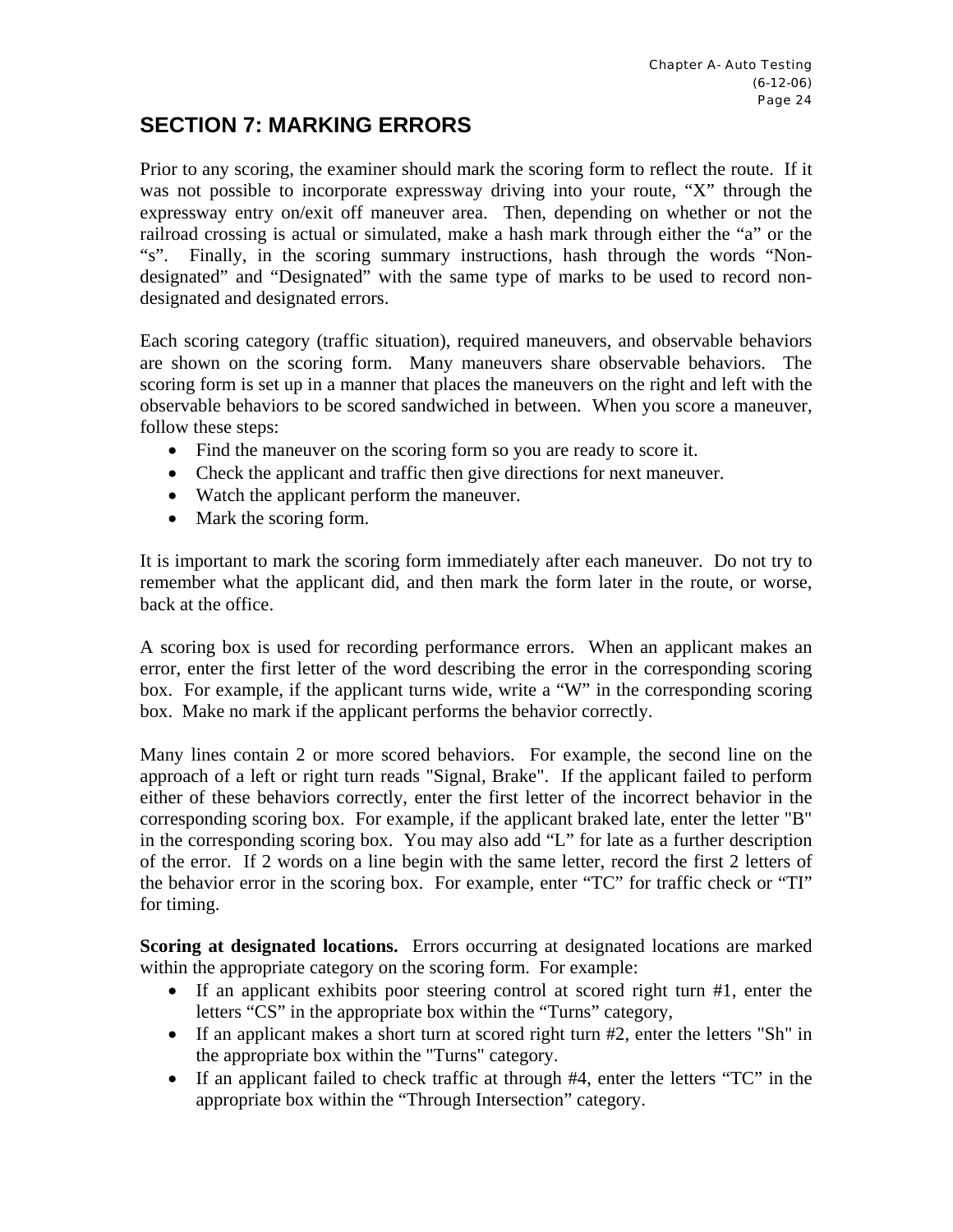## SECTION 7: MARKING ERRORS

Prior to any scoring, the examiner should mark the scoring form to reflect the route. If it was not possible to incorporate expressway driving into your route, "X" through the expressway entry on/exit off maneuver area. Then, depending on whether or not the railroad crossing is actual or simulated, make a hash mark through either the "a" or the "s". Finally, in the scoring summary instructions, hash through the words "Non-designated" and "Designated" with the same type of marks to be used to record non-designated and designated errors.

Each scoring category (traffic situation), required maneuvers, and observable behaviors are shown on the scoring form. Many maneuvers share observable behaviors. The scoring form is set up in a manner that places the maneuvers on the right and left with the observable behaviors to be scored sandwiched in between. When you score a maneuver, follow these steps:

- Find the maneuver on the scoring form so you are ready to score it.
- Check the applicant and traffic then give directions for next maneuver.
- Watch the applicant perform the maneuver.
- Mark the scoring form.

It is important to mark the scoring form immediately after each maneuver. Do not try to remember what the applicant did, and then mark the form later in the route, or worse, back at the office.

A scoring box is used for recording performance errors. When an applicant makes an error, enter the first letter of the word describing the error in the corresponding scoring box. For example, if the applicant turns wide, write a "W" in the corresponding scoring box. Make no mark if the applicant performs the behavior correctly.

Many lines contain 2 or more scored behaviors. For example, the second line on the approach of a left or right turn reads "Signal, Brake". If the applicant failed to perform either of these behaviors correctly, enter the first letter of the incorrect behavior in the corresponding scoring box. For example, if the applicant braked late, enter the letter "B" in the corresponding scoring box. You may also add "L" for late as a further description of the error. If 2 words on a line begin with the same letter, record the first 2 letters of the behavior error in the scoring box. For example, enter "TC" for traffic check or "TI" for timing.

**Scoring at designated locations.** Errors occurring at designated locations are marked within the appropriate category on the scoring form. For example:

- If an applicant exhibits poor steering control at scored right turn #1, enter the letters "CS" in the appropriate box within the "Turns" category,
- If an applicant makes a short turn at scored right turn #2, enter the letters "Sh" in the appropriate box within the "Turns" category.
- If an applicant failed to check traffic at through #4, enter the letters "TC" in the appropriate box within the "Through Intersection" category.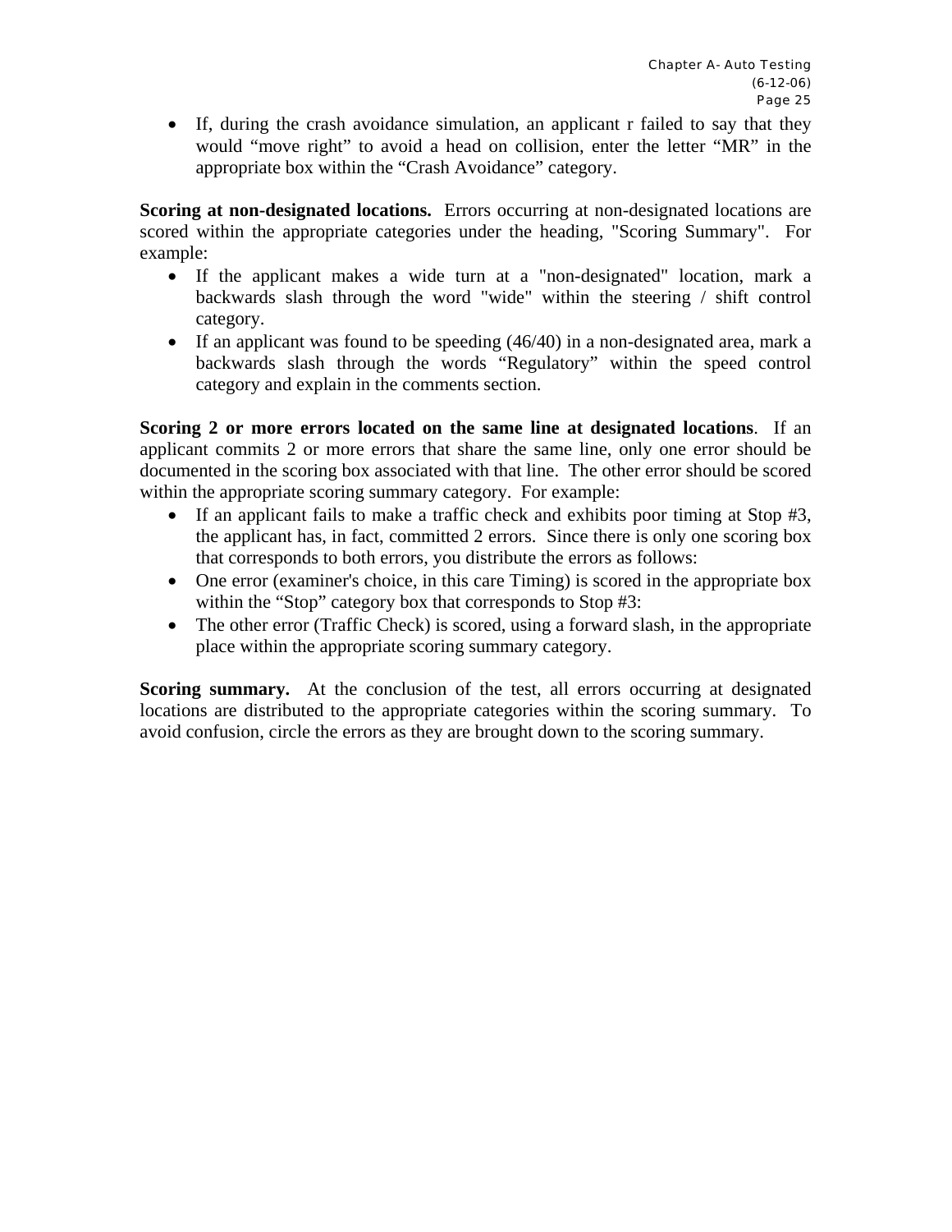- If, during the crash avoidance simulation, an applicant r failed to say that they would “move right” to avoid a head on collision, enter the letter “MR” in the appropriate box within the “Crash Avoidance” category.

**Scoring at non-designated locations.** Errors occurring at non-designated locations are scored within the appropriate categories under the heading, "Scoring Summary". For example:

- If the applicant makes a wide turn at a "non-designated" location, mark a backwards slash through the word "wide" within the steering / shift control category.
- If an applicant was found to be speeding (46/40) in a non-designated area, mark a backwards slash through the words “Regulatory” within the speed control category and explain in the comments section.

**Scoring 2 or more errors located on the same line at designated locations**. If an applicant commits 2 or more errors that share the same line, only one error should be documented in the scoring box associated with that line. The other error should be scored within the appropriate scoring summary category. For example:

- If an applicant fails to make a traffic check and exhibits poor timing at Stop #3, the applicant has, in fact, committed 2 errors. Since there is only one scoring box that corresponds to both errors, you distribute the errors as follows:
- One error (examiner's choice, in this care Timing) is scored in the appropriate box within the “Stop” category box that corresponds to Stop #3:
- The other error (Traffic Check) is scored, using a forward slash, in the appropriate place within the appropriate scoring summary category.

**Scoring summary.** At the conclusion of the test, all errors occurring at designated locations are distributed to the appropriate categories within the scoring summary. To avoid confusion, circle the errors as they are brought down to the scoring summary.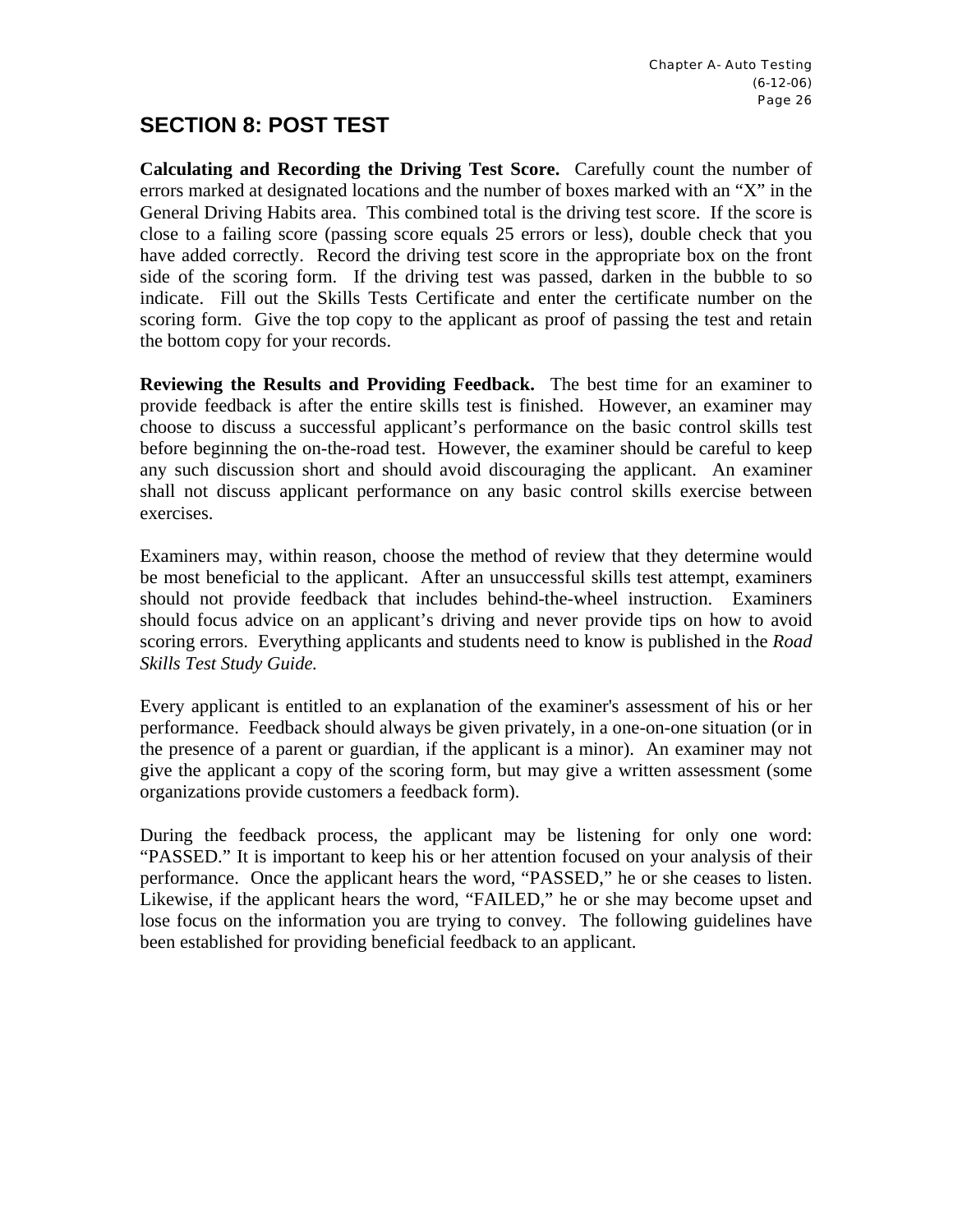## SECTION 8: POST TEST

**Calculating and Recording the Driving Test Score.** Carefully count the number of errors marked at designated locations and the number of boxes marked with an "X" in the General Driving Habits area. This combined total is the driving test score. If the score is close to a failing score (passing score equals 25 errors or less), double check that you have added correctly. Record the driving test score in the appropriate box on the front side of the scoring form. If the driving test was passed, darken in the bubble to so indicate. Fill out the Skills Tests Certificate and enter the certificate number on the scoring form. Give the top copy to the applicant as proof of passing the test and retain the bottom copy for your records.

**Reviewing the Results and Providing Feedback.** The best time for an examiner to provide feedback is after the entire skills test is finished. However, an examiner may choose to discuss a successful applicant's performance on the basic control skills test before beginning the on-the-road test. However, the examiner should be careful to keep any such discussion short and should avoid discouraging the applicant. An examiner shall not discuss applicant performance on any basic control skills exercise between exercises.

Examiners may, within reason, choose the method of review that they determine would be most beneficial to the applicant. After an unsuccessful skills test attempt, examiners should not provide feedback that includes behind-the-wheel instruction. Examiners should focus advice on an applicant's driving and never provide tips on how to avoid scoring errors. Everything applicants and students need to know is published in the *Road Skills Test Study Guide.*

Every applicant is entitled to an explanation of the examiner's assessment of his or her performance. Feedback should always be given privately, in a one-on-one situation (or in the presence of a parent or guardian, if the applicant is a minor). An examiner may not give the applicant a copy of the scoring form, but may give a written assessment (some organizations provide customers a feedback form).

During the feedback process, the applicant may be listening for only one word: "PASSED." It is important to keep his or her attention focused on your analysis of their performance. Once the applicant hears the word, "PASSED," he or she ceases to listen. Likewise, if the applicant hears the word, "FAILED," he or she may become upset and lose focus on the information you are trying to convey. The following guidelines have been established for providing beneficial feedback to an applicant.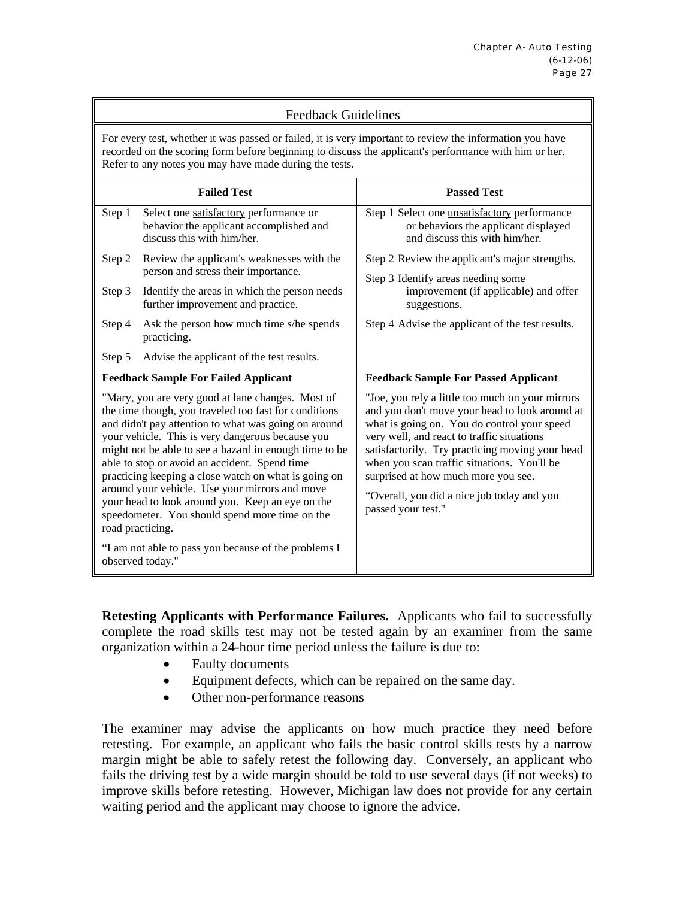| Feedback Guidelines | |
| --- | --- |
| For every test, whether it was passed or failed, it is very important to review the information you have recorded on the scoring form before beginning to discuss the applicant's performance with him or her. Refer to any notes you may have made during the tests. | |
| **Failed Test** | **Passed Test** |
| Step 1 Select one <u>satisfactory</u> performance or behavior the applicant accomplished and discuss this with him/her.<br><br>Step 2 Review the applicant's weaknesses with the person and stress their importance.<br><br>Step 3 Identify the areas in which the person needs further improvement and practice.<br><br>Step 4 Ask the person how much time s/he spends practicing.<br><br>Step 5 Advise the applicant of the test results. | Step 1 Select one <u>unsatisfactory</u> performance or behaviors the applicant displayed and discuss this with him/her.<br><br>Step 2 Review the applicant's major strengths.<br><br>Step 3 Identify areas needing some improvement (if applicable) and offer suggestions.<br><br>Step 4 Advise the applicant of the test results. |
| **Feedback Sample For Failed Applicant** | **Feedback Sample For Passed Applicant** |
| "Mary, you are very good at lane changes. Most of the time though, you traveled too fast for conditions and didn't pay attention to what was going on around your vehicle. This is very dangerous because you might not be able to see a hazard in enough time to be able to stop or avoid an accident. Spend time practicing keeping a close watch on what is going on around your vehicle. Use your mirrors and move your head to look around you. Keep an eye on the speedometer. You should spend more time on the road practicing.<br><br>"I am not able to pass you because of the problems I observed today." | "Joe, you rely a little too much on your mirrors and you don't move your head to look around at what is going on. You do control your speed very well, and react to traffic situations satisfactorily. Try practicing moving your head when you scan traffic situations. You'll be surprised at how much more you see.<br><br>"Overall, you did a nice job today and you passed your test." |

**Retesting Applicants with Performance Failures.** Applicants who fail to successfully complete the road skills test may not be tested again by an examiner from the same organization within a 24-hour time period unless the failure is due to:

- Faulty documents
- Equipment defects, which can be repaired on the same day.
- Other non-performance reasons

The examiner may advise the applicants on how much practice they need before retesting. For example, an applicant who fails the basic control skills tests by a narrow margin might be able to safely retest the following day. Conversely, an applicant who fails the driving test by a wide margin should be told to use several days (if not weeks) to improve skills before retesting. However, Michigan law does not provide for any certain waiting period and the applicant may choose to ignore the advice.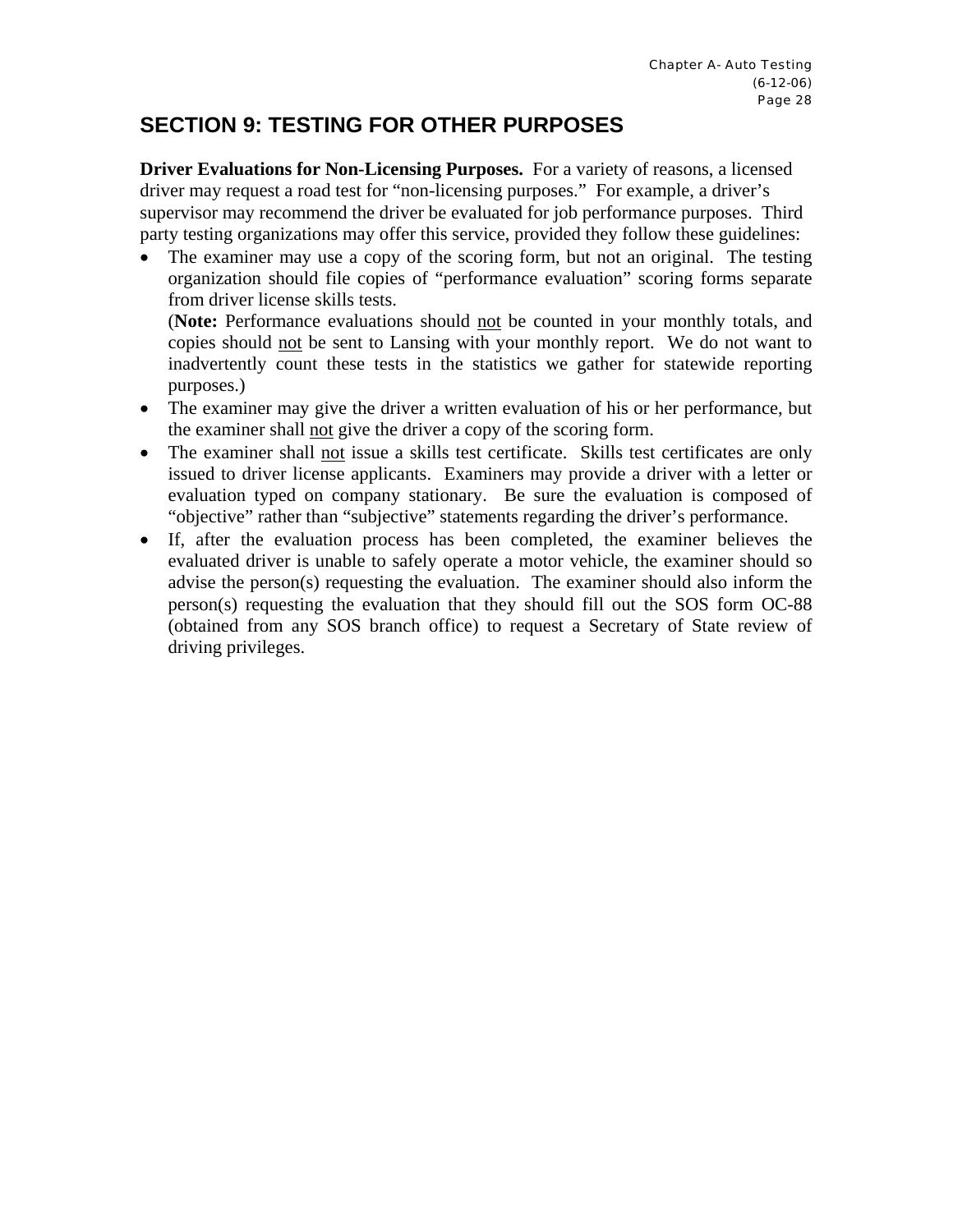## SECTION 9: TESTING FOR OTHER PURPOSES

**Driver Evaluations for Non-Licensing Purposes.** For a variety of reasons, a licensed driver may request a road test for "non-licensing purposes." For example, a driver's supervisor may recommend the driver be evaluated for job performance purposes. Third party testing organizations may offer this service, provided they follow these guidelines:

- The examiner may use a copy of the scoring form, but not an original. The testing organization should file copies of "performance evaluation" scoring forms separate from driver license skills tests.
  (**Note:** Performance evaluations should <u>not</u> be counted in your monthly totals, and copies should <u>not</u> be sent to Lansing with your monthly report. We do not want to inadvertently count these tests in the statistics we gather for statewide reporting purposes.)
- The examiner may give the driver a written evaluation of his or her performance, but the examiner shall <u>not</u> give the driver a copy of the scoring form.
- The examiner shall <u>not</u> issue a skills test certificate. Skills test certificates are only issued to driver license applicants. Examiners may provide a driver with a letter or evaluation typed on company stationary. Be sure the evaluation is composed of "objective" rather than "subjective" statements regarding the driver's performance.
- If, after the evaluation process has been completed, the examiner believes the evaluated driver is unable to safely operate a motor vehicle, the examiner should so advise the person(s) requesting the evaluation. The examiner should also inform the person(s) requesting the evaluation that they should fill out the SOS form OC-88 (obtained from any SOS branch office) to request a Secretary of State review of driving privileges.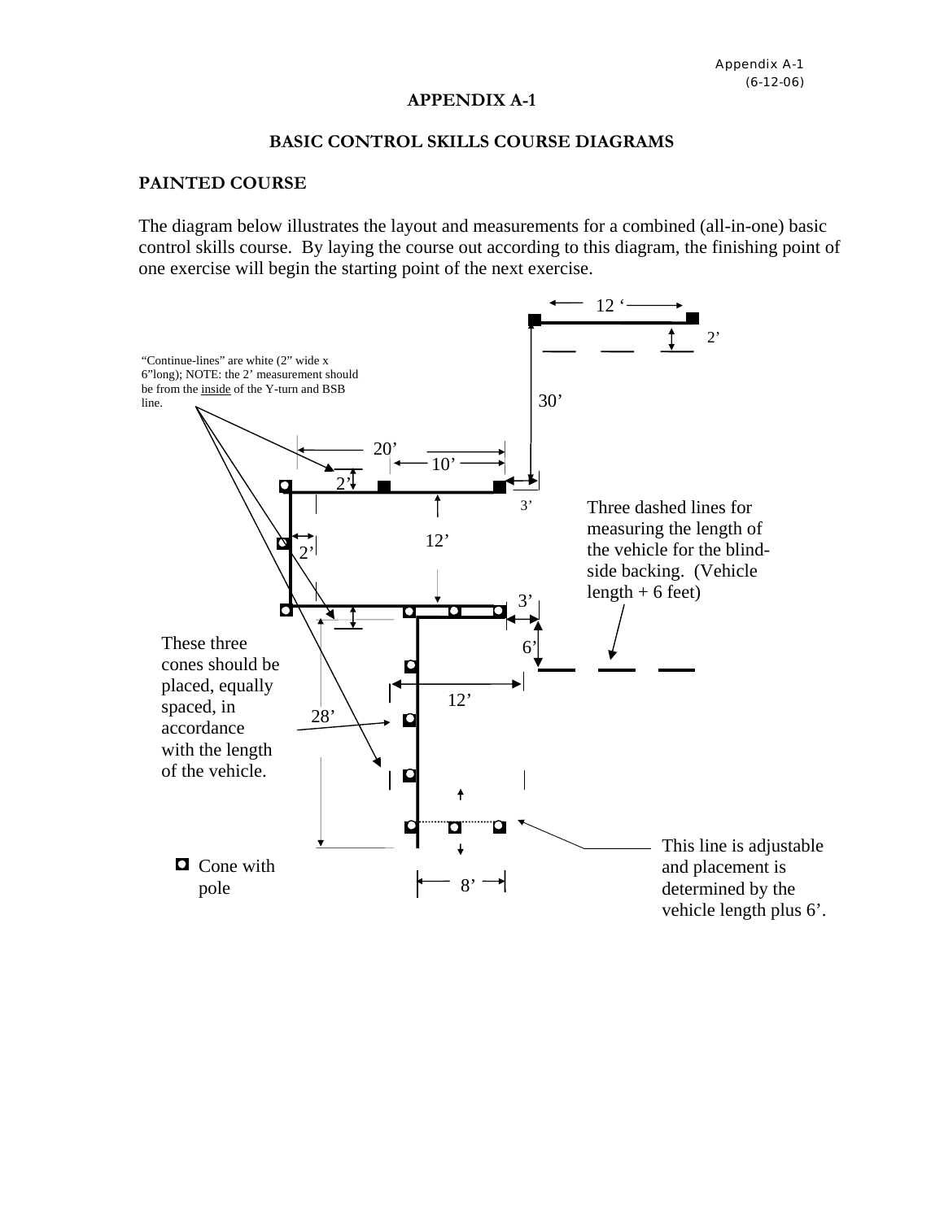# APPENDIX A-1

## BASIC CONTROL SKILLS COURSE DIAGRAMS

### PAINTED COURSE

The diagram below illustrates the layout and measurements for a combined (all-in-one) basic control skills course. By laying the course out according to this diagram, the finishing point of one exercise will begin the starting point of the next exercise.

"Continue-lines" are white (2" wide x 6"long); NOTE: the 2' measurement should be from the inside of the Y-turn and BSB line.

12 ' 

2'

30'

20'

10'

2'

3'

12'

2'

3'

Three dashed lines for measuring the length of the vehicle for the blind-side backing. (Vehicle length + 6 feet)

6'

These three cones should be placed, equally spaced, in accordance with the length of the vehicle.

28'

12'

This line is adjustable and placement is determined by the vehicle length plus 6'.

Cone with pole

8'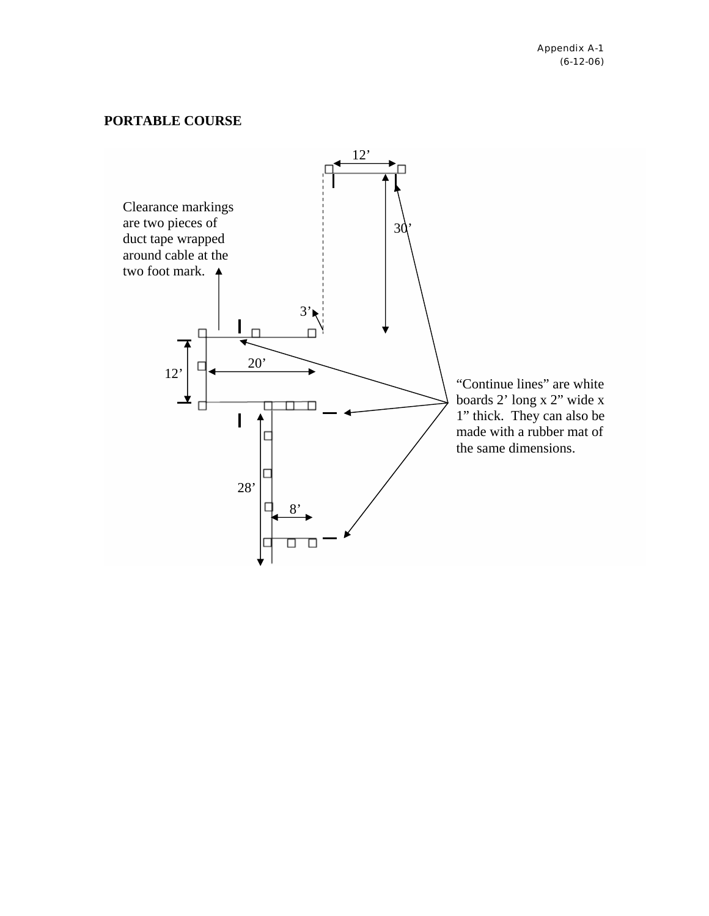## PORTABLE COURSE

12’

Clearance markings are two pieces of duct tape wrapped around cable at the two foot mark.

30’

3’

12’

20’

“Continue lines” are white boards 2’ long x 2” wide x 1” thick. They can also be made with a rubber mat of the same dimensions.

28’

8’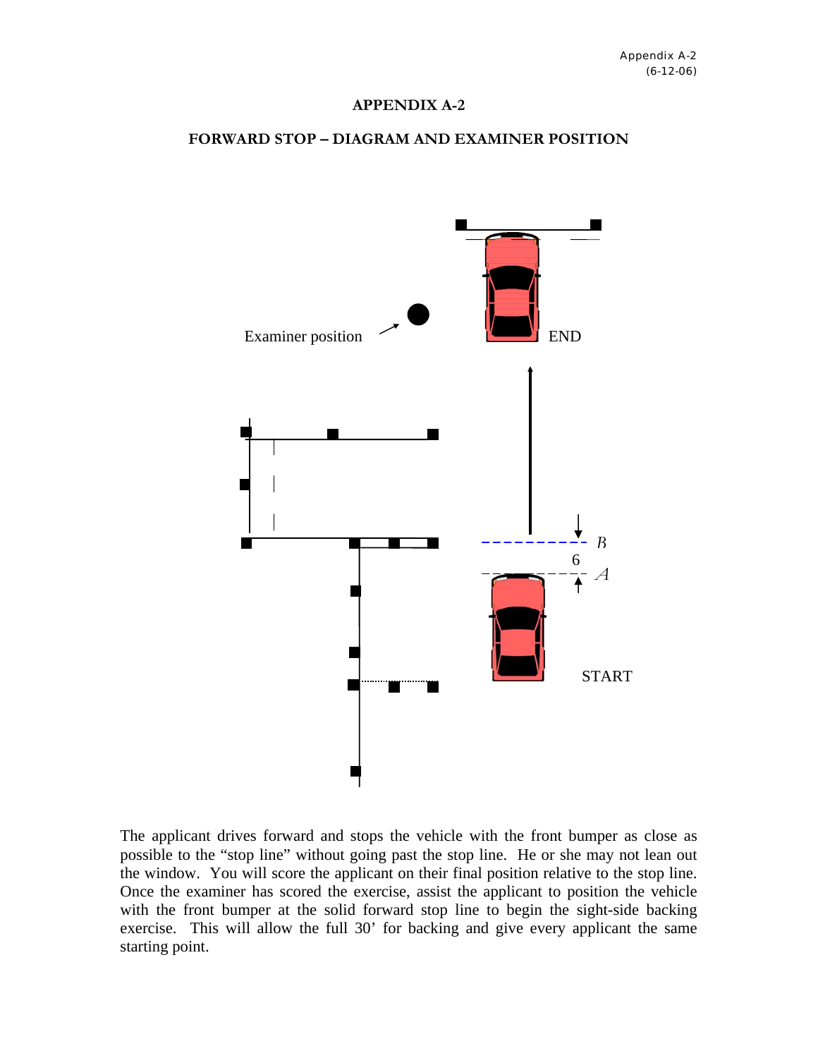# APPENDIX A-2

## FORWARD STOP – DIAGRAM AND EXAMINER POSITION

Examiner position

END

B

6

A

START

The applicant drives forward and stops the vehicle with the front bumper as close as possible to the "stop line" without going past the stop line. He or she may not lean out the window. You will score the applicant on their final position relative to the stop line. Once the examiner has scored the exercise, assist the applicant to position the vehicle with the front bumper at the solid forward stop line to begin the sight-side backing exercise. This will allow the full 30' for backing and give every applicant the same starting point.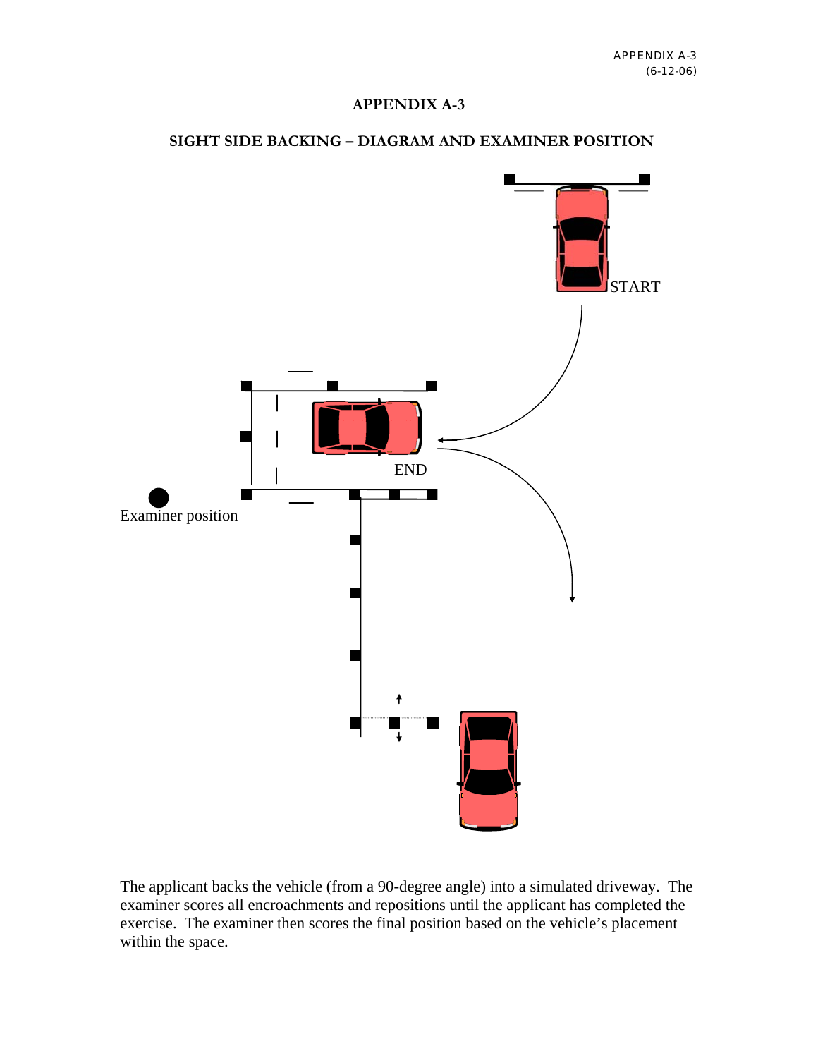# APPENDIX A-3

## SIGHT SIDE BACKING – DIAGRAM AND EXAMINER POSITION

START

END

Examiner position

The applicant backs the vehicle (from a 90-degree angle) into a simulated driveway. The examiner scores all encroachments and repositions until the applicant has completed the exercise. The examiner then scores the final position based on the vehicle's placement within the space.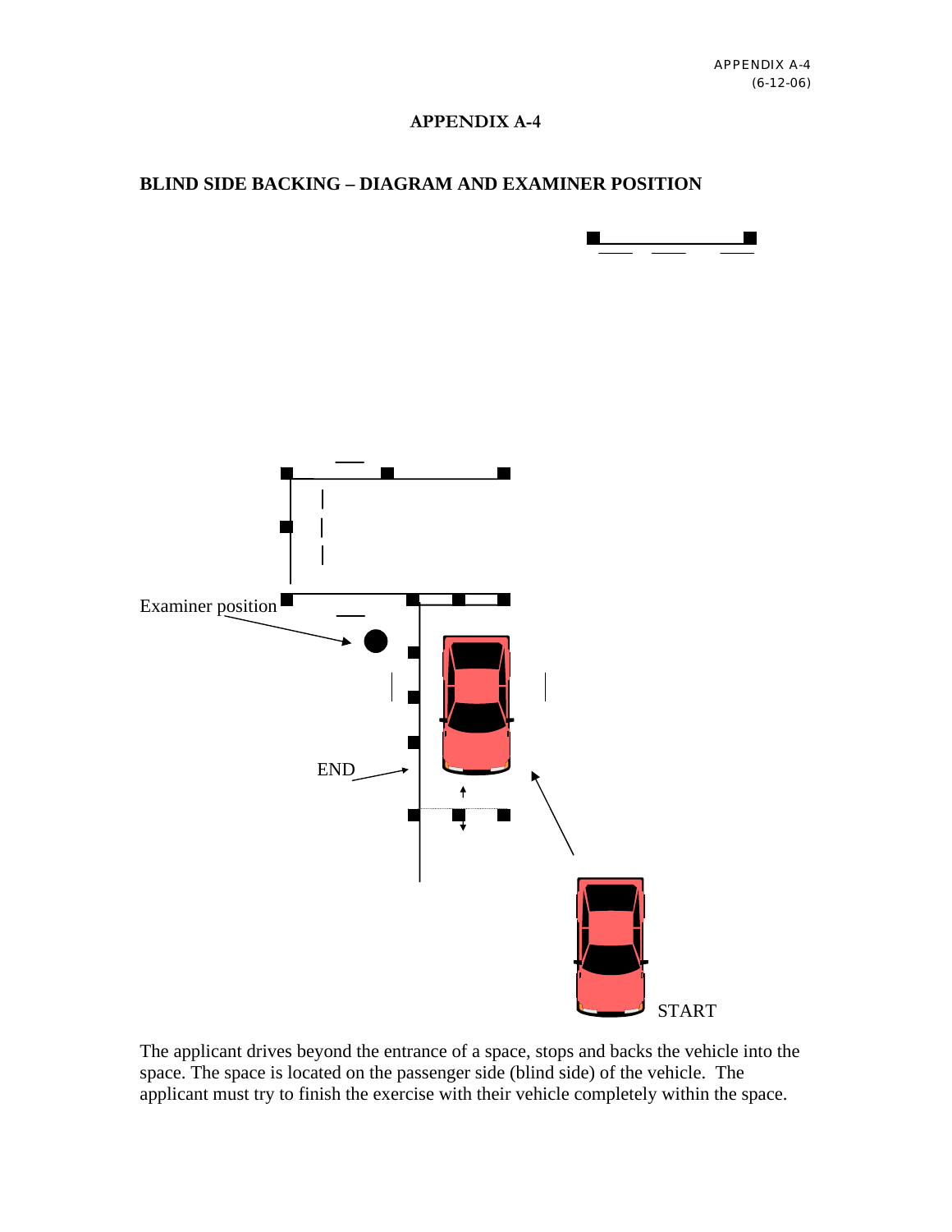# APPENDIX A-4

## BLIND SIDE BACKING – DIAGRAM AND EXAMINER POSITION

Examiner position

END

START

The applicant drives beyond the entrance of a space, stops and backs the vehicle into the space. The space is located on the passenger side (blind side) of the vehicle. The applicant must try to finish the exercise with their vehicle completely within the space.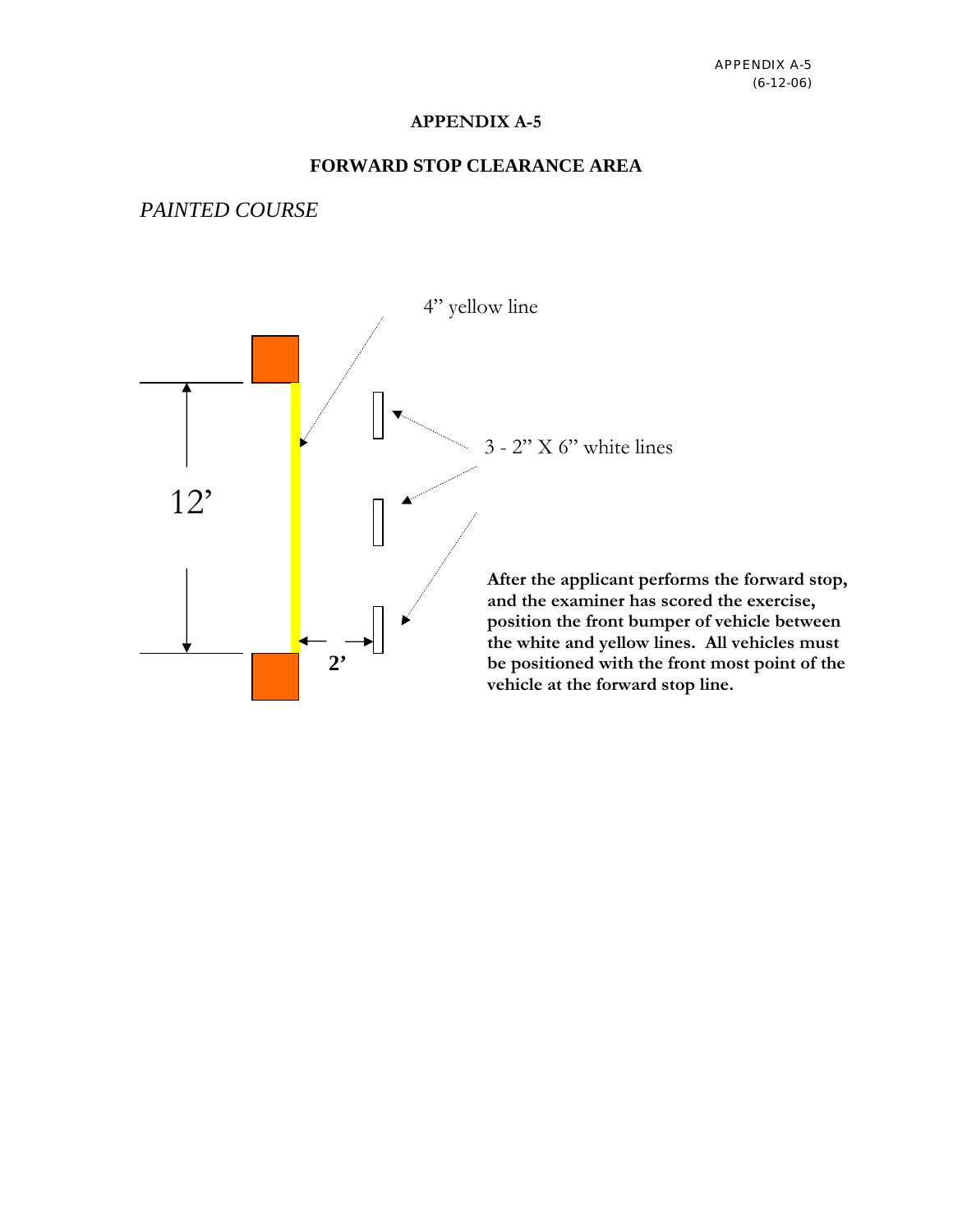# APPENDIX A-5

## FORWARD STOP CLEARANCE AREA

*PAINTED COURSE*

4" yellow line

3 - 2" X 6" white lines

12'

2'

**After the applicant performs the forward stop, and the examiner has scored the exercise, position the front bumper of vehicle between the white and yellow lines. All vehicles must be positioned with the front most point of the vehicle at the forward stop line.**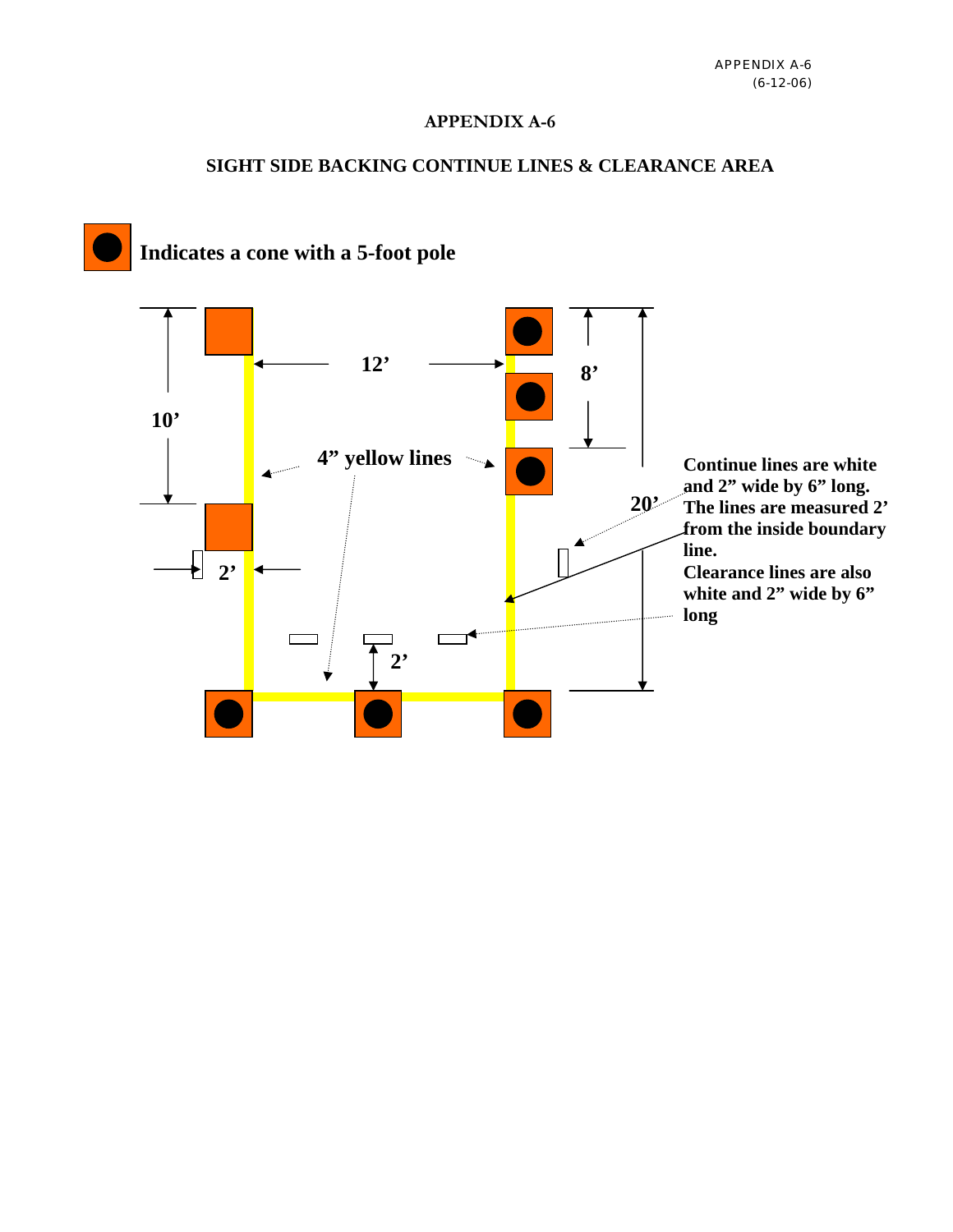## APPENDIX A-6

## SIGHT SIDE BACKING CONTINUE LINES & CLEARANCE AREA

**Indicates a cone with a 5-foot pole**

**12'**

**10'**

**8'**

**20'**

**4" yellow lines**

**2'**

**2'**

**Continue lines are white and 2" wide by 6" long. The lines are measured 2' from the inside boundary line.**

**Clearance lines are also white and 2" wide by 6" long**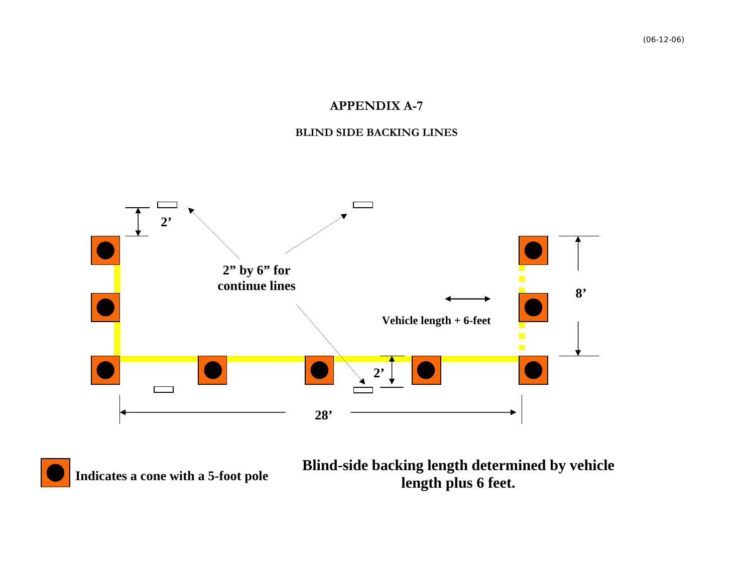(06-12-06)

# APPENDIX A-7

## BLIND SIDE BACKING LINES

2'

2" by 6" for continue lines

8'

Vehicle length + 6-feet

2'

28'

Indicates a cone with a 5-foot pole

**Blind-side backing length determined by vehicle length plus 6 feet.**